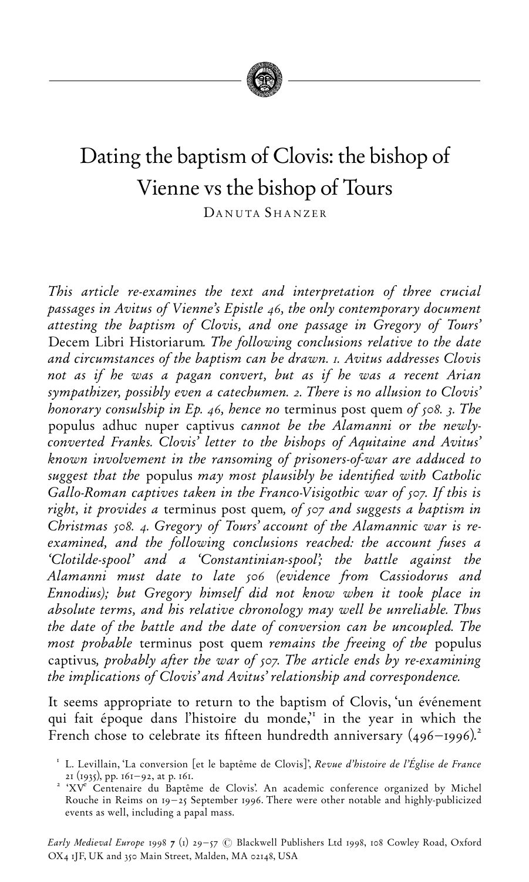# Dating the baptism of Clovis: the bishop of Vienne vs the bishop of Tours

DANUTA SHANZER

*This article re-examines the text and interpretation of three crucial passages in Avitus of Vienne's Epistle 46, the only contemporary document attesting the baptism of Clovis, and one passage in Gregory of Tours'* Decem Libri Historiarum. *The following conclusions relative to the date and circumstances of the baptism can be drawn. 1. Avitus addresses Clovis not as if he was a pagan convert, but as if he was a recent Arian sympathizer, possibly even a catechumen. 2. There is no allusion to Clovis' honorary consulship in Ep. 46, hence no* terminus post quem *of 508. 3. The* populus adhuc nuper captivus *cannot be the Alamanni or the newly-converted Franks. Clovis' letter to the bishops of Aquitaine and Avitus' known involvement in the ransoming of prisoners-of-war are adduced to suggest that the* populus *may most plausibly be identified with Catholic Gallo-Roman captives taken in the Franco-Visigothic war of 507. If this is right, it provides a* terminus post quem, *of 507 and suggests a baptism in Christmas 508. 4. Gregory of Tours' account of the Alamannic war is re-examined, and the following conclusions reached: the account fuses a 'Clotilde-spool' and a 'Constantinian-spool'; the battle against the Alamanni must date to late 506 (evidence from Cassiodorus and Ennodius); but Gregory himself did not know when it took place in absolute terms, and his relative chronology may well be unreliable. Thus the date of the battle and the date of conversion can be uncoupled. The most probable* terminus post quem *remains the freeing of the* populus captivus, *probably after the war of 507. The article ends by re-examining the implications of Clovis' and Avitus' relationship and correspondence.*

It seems appropriate to return to the baptism of Clovis, 'un événement qui fait époque dans l'histoire du monde,'[1] in the year in which the French chose to celebrate its fifteen hundredth anniversary (496–1996).[2]

[1] L. Levillain, 'La conversion [et le baptême de Clovis]', *Revue d'histoire de l'Église de France* 21 (1935), pp. 161–92, at p. 161.

[2] 'XV[e] Centenaire du Baptême de Clovis'. An academic conference organized by Michel Rouche in Reims on 19–25 September 1996. There were other notable and highly-publicized events as well, including a papal mass.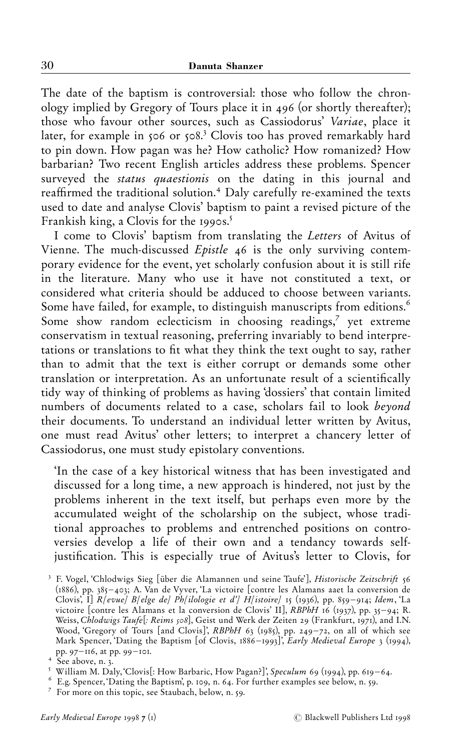The date of the baptism is controversial: those who follow the chronology implied by Gregory of Tours place it in 496 (or shortly thereafter); those who favour other sources, such as Cassiodorus' *Variae*, place it later, for example in 506 or 508.[3] Clovis too has proved remarkably hard to pin down. How pagan was he? How catholic? How romanized? How barbarian? Two recent English articles address these problems. Spencer surveyed the *status quaestionis* on the dating in this journal and reaffirmed the traditional solution.[4] Daly carefully re-examined the texts used to date and analyse Clovis' baptism to paint a revised picture of the Frankish king, a Clovis for the 1990s.[5]

I come to Clovis' baptism from translating the *Letters* of Avitus of Vienne. The much-discussed *Epistle* 46 is the only surviving contemporary evidence for the event, yet scholarly confusion about it is still rife in the literature. Many who use it have not constituted a text, or considered what criteria should be adduced to choose between variants. Some have failed, for example, to distinguish manuscripts from editions.[6] Some show random eclecticism in choosing readings,[7] yet extreme conservatism in textual reasoning, preferring invariably to bend interpretations or translations to fit what they think the text ought to say, rather than to admit that the text is either corrupt or demands some other translation or interpretation. As an unfortunate result of a scientifically tidy way of thinking of problems as having 'dossiers' that contain limited numbers of documents related to a case, scholars fail to look *beyond* their documents. To understand an individual letter written by Avitus, one must read Avitus' other letters; to interpret a chancery letter of Cassiodorus, one must study epistolary conventions.

'In the case of a key historical witness that has been investigated and discussed for a long time, a new approach is hindered, not just by the problems inherent in the text itself, but perhaps even more by the accumulated weight of the scholarship on the subject, whose traditional approaches to problems and entrenched positions on controversies develop a life of their own and a tendancy towards self-justification. This is especially true of Avitus's letter to Clovis, for

[3] F. Vogel, 'Chlodwigs Sieg [über die Alamannen und seine Taufe]', *Historische Zeitschrift* 56 (1886), pp. 385–403; A. Van de Vyver, 'La victoire [contre les Alamans aaet la conversion de Clovis', I] *R[evue] B[elge de] Ph[ilologie et d'] H[istoire]* 15 (1936), pp. 859–914; *Idem*, 'La victoire [contre les Alamans et la conversion de Clovis' II], *RBPhH* 16 (1937), pp. 35–94; R. Weiss, *Chlodwigs Taufe*[*: Reims 508*], Geist und Werk der Zeiten 29 (Frankfurt, 1971), and I.N. Wood, 'Gregory of Tours [and Clovis]', *RBPhH* 63 (1985), pp. 249–72, on all of which see Mark Spencer, 'Dating the Baptism [of Clovis, 1886–1993]', *Early Medieval Europe* 3 (1994), pp. 97–116, at pp. 99–101.

[4] See above, n. 3.

[5] William M. Daly, 'Clovis[: How Barbaric, How Pagan?]', *Speculum* 69 (1994), pp. 619–64.

[6] E.g. Spencer, 'Dating the Baptism', p. 109, n. 64. For further examples see below, n. 59.

[7] For more on this topic, see Staubach, below, n. 59.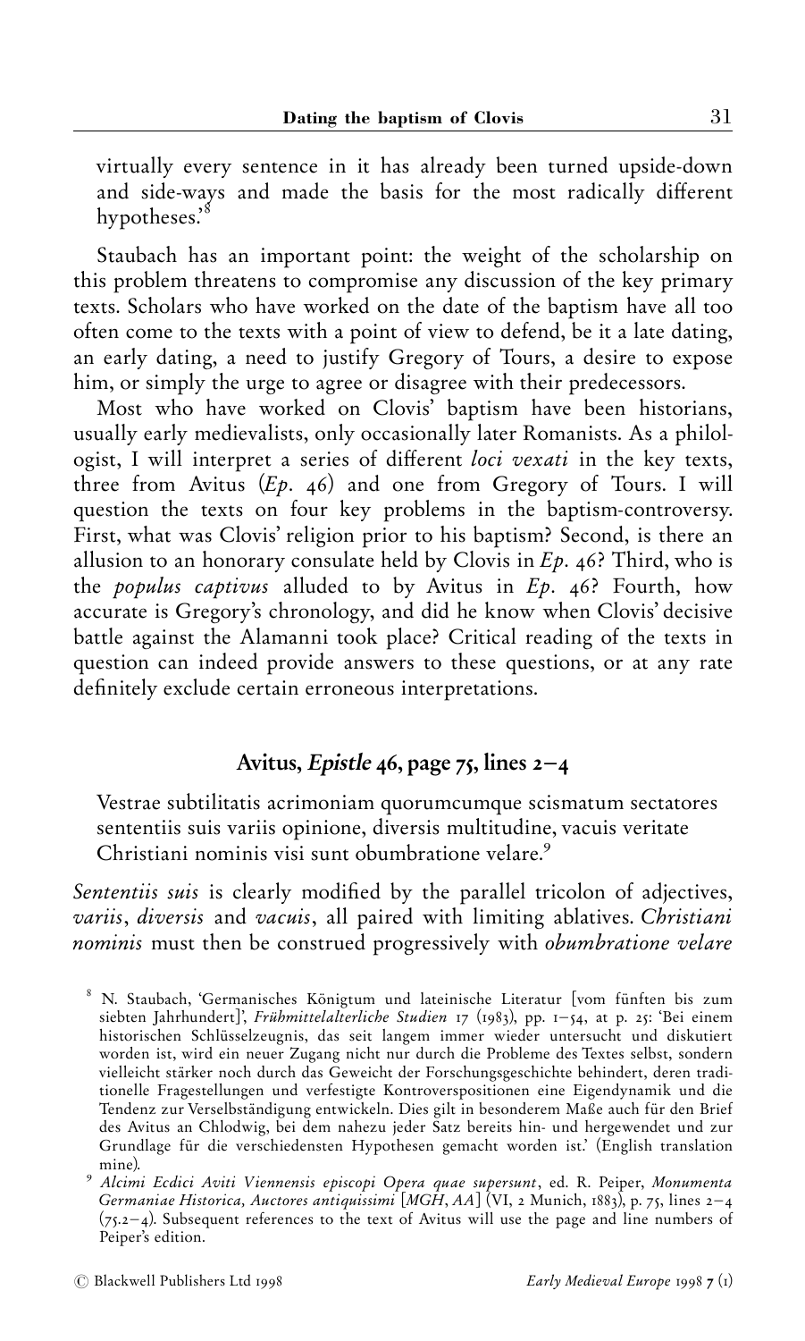virtually every sentence in it has already been turned upside-down and side-ways and made the basis for the most radically different hypotheses.'[8]

Staubach has an important point: the weight of the scholarship on this problem threatens to compromise any discussion of the key primary texts. Scholars who have worked on the date of the baptism have all too often come to the texts with a point of view to defend, be it a late dating, an early dating, a need to justify Gregory of Tours, a desire to expose him, or simply the urge to agree or disagree with their predecessors.

Most who have worked on Clovis' baptism have been historians, usually early medievalists, only occasionally later Romanists. As a philologist, I will interpret a series of different *loci vexati* in the key texts, three from Avitus (*Ep*. 46) and one from Gregory of Tours. I will question the texts on four key problems in the baptism-controversy. First, what was Clovis' religion prior to his baptism? Second, is there an allusion to an honorary consulate held by Clovis in *Ep*. 46? Third, who is the *populus captivus* alluded to by Avitus in *Ep*. 46? Fourth, how accurate is Gregory's chronology, and did he know when Clovis' decisive battle against the Alamanni took place? Critical reading of the texts in question can indeed provide answers to these questions, or at any rate definitely exclude certain erroneous interpretations.

## Avitus, *Epistle* 46, page 75, lines 2–4

> Vestrae subtilitatis acrimoniam quorumcumque scismatum sectatores sententiis suis variis opinione, diversis multitudine, vacuis veritate Christiani nominis visi sunt obumbratione velare.[9]

*Sententiis suis* is clearly modified by the parallel tricolon of adjectives, *variis*, *diversis* and *vacuis*, all paired with limiting ablatives. *Christiani nominis* must then be construed progressively with *obumbratione velare*

[8] N. Staubach, 'Germanisches Königtum und lateinische Literatur [vom fünften bis zum siebten Jahrhundert]', *Frühmittelalterliche Studien* 17 (1983), pp. 1–54, at p. 25: 'Bei einem historischen Schlüsselzeugnis, das seit langem immer wieder untersucht und diskutiert worden ist, wird ein neuer Zugang nicht nur durch die Probleme des Textes selbst, sondern vielleicht stärker noch durch das Geweicht der Forschungsgeschichte behindert, deren traditionelle Fragestellungen und verfestigte Kontroverspositionen eine Eigendynamik und die Tendenz zur Verselbständigung entwickeln. Dies gilt in besonderem Maße auch für den Brief des Avitus an Chlodwig, bei dem nahezu jeder Satz bereits hin- und hergewendet und zur Grundlage für die verschiedensten Hypothesen gemacht worden ist.' (English translation mine).

[9] *Alcimi Ecdici Aviti Viennensis episcopi Opera quae supersunt*, ed. R. Peiper, *Monumenta Germaniae Historica, Auctores antiquissimi* [*MGH*, *AA*] (VI, 2 Munich, 1883), p. 75, lines 2–4 (75.2–4). Subsequent references to the text of Avitus will use the page and line numbers of Peiper's edition.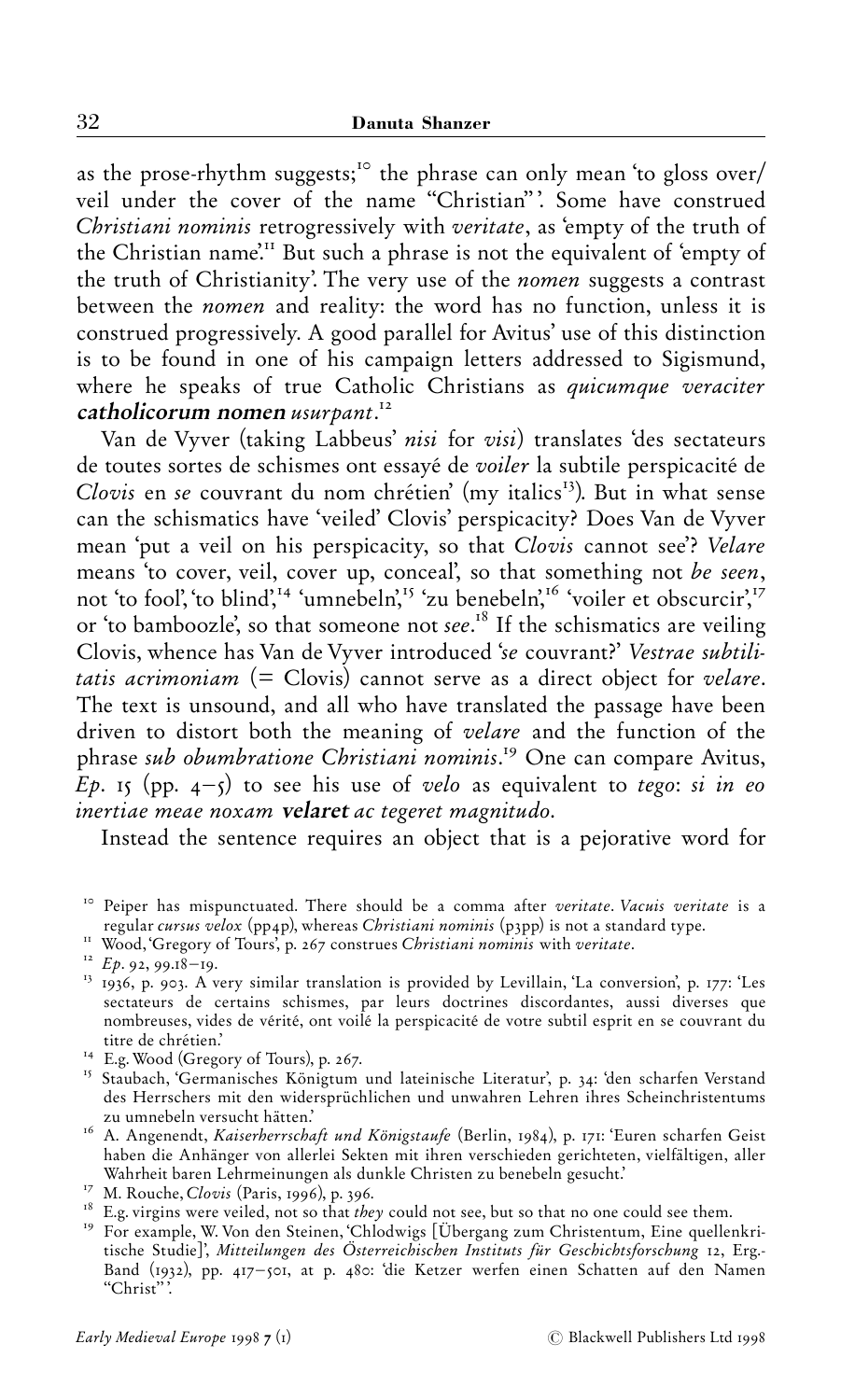as the prose-rhythm suggests;[10] the phrase can only mean 'to gloss over/veil under the cover of the name "Christian"'. Some have construed *Christiani nominis* retrogressively with *veritate*, as 'empty of the truth of the Christian name'.[11] But such a phrase is not the equivalent of 'empty of the truth of Christianity'. The very use of the *nomen* suggests a contrast between the *nomen* and reality: the word has no function, unless it is construed progressively. A good parallel for Avitus' use of this distinction is to be found in one of his campaign letters addressed to Sigismund, where he speaks of true Catholic Christians as *quicumque veraciter* ***catholicorum nomen*** *usurpant*.[12]

Van de Vyver (taking Labbeus' *nisi* for *visi*) translates 'des sectateurs de toutes sortes de schismes ont essayé de *voiler* la subtile perspicacité de *Clovis* en *se* couvrant du nom chrétien' (my italics[13]). But in what sense can the schismatics have 'veiled' Clovis' perspicacity? Does Van de Vyver mean 'put a veil on his perspicacity, so that *Clovis* cannot see'? *Velare* means 'to cover, veil, cover up, conceal', so that something not *be seen*, not 'to fool', 'to blind',[14] 'umnebeln',[15] 'zu benebeln',[16] 'voiler et obscurcir',[17] or 'to bamboozle', so that someone not *see*.[18] If the schismatics are veiling Clovis, whence has Van de Vyver introduced '*se* couvrant?' *Vestrae subtilitatis acrimoniam* (= Clovis) cannot serve as a direct object for *velare*. The text is unsound, and all who have translated the passage have been driven to distort both the meaning of *velare* and the function of the phrase *sub obumbratione Christiani nominis*.[19] One can compare Avitus, *Ep*. 15 (pp. 4–5) to see his use of *velo* as equivalent to *tego*: *si in eo inertiae meae noxam* ***velaret*** *ac tegeret magnitudo*.

Instead the sentence requires an object that is a pejorative word for

---

[10] Peiper has mispunctuated. There should be a comma after *veritate*. *Vacuis veritate* is a regular *cursus velox* (pp4p), whereas *Christiani nominis* (p3pp) is not a standard type.

[11] Wood, 'Gregory of Tours', p. 267 construes *Christiani nominis* with *veritate*.

[12] *Ep*. 92, 99.18–19.

[13] 1936, p. 903. A very similar translation is provided by Levillain, 'La conversion', p. 177: 'Les sectateurs de certains schismes, par leurs doctrines discordantes, aussi diverses que nombreuses, vides de vérité, ont voilé la perspicacité de votre subtil esprit en se couvrant du titre de chrétien.'

[14] E.g. Wood (Gregory of Tours), p. 267.

[15] Staubach, 'Germanisches Königtum und lateinische Literatur', p. 34: 'den scharfen Verstand des Herrschers mit den widersprüchlichen und unwahren Lehren ihres Scheinchristentums zu umnebeln versucht hätten.'

[16] A. Angenendt, *Kaiserherrschaft und Königstaufe* (Berlin, 1984), p. 171: 'Euren scharfen Geist haben die Anhänger von allerlei Sekten mit ihren verschieden gerichteten, vielfältigen, aller Wahrheit baren Lehrmeinungen als dunkle Christen zu benebeln gesucht.'

[17] M. Rouche, *Clovis* (Paris, 1996), p. 396.

[18] E.g. virgins were veiled, not so that *they* could not see, but so that no one could see them.

[19] For example, W. Von den Steinen, 'Chlodwigs [Übergang zum Christentum, Eine quellenkritische Studie]', *Mitteilungen des Österreichischen Instituts für Geschichtsforschung* 12, Erg.-Band (1932), pp. 417–501, at p. 480: 'die Ketzer werfen einen Schatten auf den Namen "Christ"'.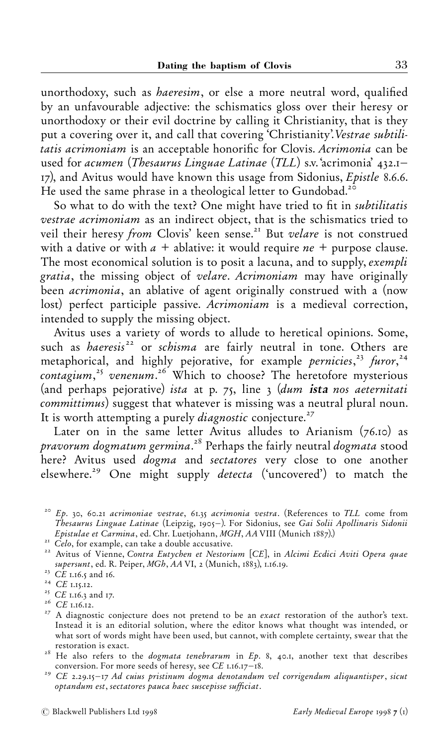unorthodoxy, such as *haeresim*, or else a more neutral word, qualified by an unfavourable adjective: the schismatics gloss over their heresy or unorthodoxy or their evil doctrine by calling it Christianity, that is they put a covering over it, and call that covering 'Christianity'. *Vestrae subtilitatis acrimoniam* is an acceptable honorific for Clovis. *Acrimonia* can be used for *acumen* (*Thesaurus Linguae Latinae* (*TLL*) s.v. 'acrimonia' 432.1–17), and Avitus would have known this usage from Sidonius, *Epistle* 8.6.6. He used the same phrase in a theological letter to Gundobad.[20]

So what to do with the text? One might have tried to fit in *subtilitatis vestrae acrimoniam* as an indirect object, that is the schismatics tried to veil their heresy *from* Clovis' keen sense.[21] But *velare* is not construed with a dative or with *a* + ablative: it would require *ne* + purpose clause. The most economical solution is to posit a lacuna, and to supply, *exempli gratia*, the missing object of *velare*. *Acrimoniam* may have originally been *acrimonia*, an ablative of agent originally construed with a (now lost) perfect participle passive. *Acrimoniam* is a medieval correction, intended to supply the missing object.

Avitus uses a variety of words to allude to heretical opinions. Some, such as *haeresis*[22] or *schisma* are fairly neutral in tone. Others are metaphorical, and highly pejorative, for example *pernicies*,[23] *furor*,[24] *contagium*,[25] *venenum*.[26] Which to choose? The heretofore mysterious (and perhaps pejorative) *ista* at p. 75, line 3 (*dum* ***ista*** *nos aeternitati committimus*) suggest that whatever is missing was a neutral plural noun. It is worth attempting a purely *diagnostic* conjecture.[27]

Later on in the same letter Avitus alludes to Arianism (76.10) as *pravorum dogmatum germina*.[28] Perhaps the fairly neutral *dogmata* stood here? Avitus used *dogma* and *sectatores* very close to one another elsewhere.[29] One might supply *detecta* ('uncovered') to match the

---

[20] *Ep.* 30, 60.21 *acrimoniae vestrae*, 61.35 *acrimonia vestra*. (References to *TLL* come from *Thesaurus Linguae Latinae* (Leipzig, 1905–). For Sidonius, see *Gai Solii Apollinaris Sidonii Epistulae et Carmina*, ed. Chr. Luetjohann, *MGH*, *AA* VIII (Munich 1887).)

[21] *Celo*, for example, can take a double accusative.

[22] Avitus of Vienne, *Contra Eutychen et Nestorium* [*CE*], in *Alcimi Ecdici Aviti Opera quae supersunt*, ed. R. Peiper, *MGh*, *AA* VI, 2 (Munich, 1883), 1.16.19.

[23] *CE* 1.16.5 and 16.

[24] *CE* 1.15.12.

[25] *CE* 1.16.3 and 17.

[26] *CE* 1.16.12.

[27] A diagnostic conjecture does not pretend to be an *exact* restoration of the author's text. Instead it is an editorial solution, where the editor knows what thought was intended, or what sort of words might have been used, but cannot, with complete certainty, swear that the restoration is exact.

[28] He also refers to the *dogmata tenebrarum* in *Ep.* 8, 40.1, another text that describes conversion. For more seeds of heresy, see *CE* 1.16.17–18.

[29] *CE* 2.29.15–17 *Ad cuius pristinum dogma denotandum vel corrigendum aliquantisper*, *sicut optandum est*, *sectatores pauca haec suscepisse sufficiat*.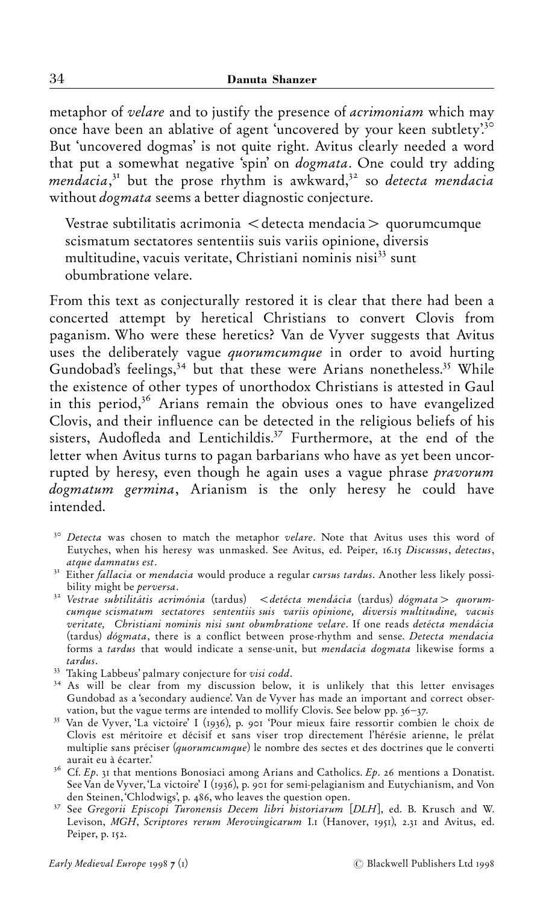metaphor of *velare* and to justify the presence of *acrimoniam* which may once have been an ablative of agent 'uncovered by your keen subtlety'.[30] But 'uncovered dogmas' is not quite right. Avitus clearly needed a word that put a somewhat negative 'spin' on *dogmata*. One could try adding *mendacia*,[31] but the prose rhythm is awkward,[32] so *detecta mendacia* without *dogmata* seems a better diagnostic conjecture.

> Vestrae subtilitatis acrimonia < detecta mendacia > quorumcumque scismatum sectatores sententiis suis variis opinione, diversis multitudine, vacuis veritate, Christiani nominis nisi[33] sunt obumbratione velare.

From this text as conjecturally restored it is clear that there had been a concerted attempt by heretical Christians to convert Clovis from paganism. Who were these heretics? Van de Vyver suggests that Avitus uses the deliberately vague *quorumcumque* in order to avoid hurting Gundobad's feelings,[34] but that these were Arians nonetheless.[35] While the existence of other types of unorthodox Christians is attested in Gaul in this period,[36] Arians remain the obvious ones to have evangelized Clovis, and their influence can be detected in the religious beliefs of his sisters, Audofleda and Lentichildis.[37] Furthermore, at the end of the letter when Avitus turns to pagan barbarians who have as yet been uncorrupted by heresy, even though he again uses a vague phrase *pravorum dogmatum germina*, Arianism is the only heresy he could have intended.

---

[30] *Detecta* was chosen to match the metaphor *velare*. Note that Avitus uses this word of Eutyches, when his heresy was unmasked. See Avitus, ed. Peiper, 16.15 *Discussus*, *detectus*, *atque damnatus est*.

[31] Either *fallacia* or *mendacia* would produce a regular *cursus tardus*. Another less likely possibility might be *perversa*.

[32] *Vestrae subtilitátis acrimónia* (tardus) < *detécta mendácia* (tardus) *dógmata* > *quorumcumque scismatum sectatores sententiis suis variis opinione, diversis multitudine, vacuis veritate, Christiani nominis nisi sunt obumbratione velare*. If one reads *detécta mendácia* (tardus) *dógmata*, there is a conflict between prose-rhythm and sense. *Detecta mendacia* forms a *tardus* that would indicate a sense-unit, but *mendacia dogmata* likewise forms a *tardus*.

[33] Taking Labbeus' palmary conjecture for *visi codd*.

[34] As will be clear from my discussion below, it is unlikely that this letter envisages Gundobad as a 'secondary audience'. Van de Vyver has made an important and correct observation, but the vague terms are intended to mollify Clovis. See below pp. 36–37.

[35] Van de Vyver, 'La victoire' I (1936), p. 901 'Pour mieux faire ressortir combien le choix de Clovis est méritoire et décisif et sans viser trop directement l'hérésie arienne, le prélat multiplie sans préciser (*quorumcumque*) le nombre des sectes et des doctrines que le converti aurait eu à écarter.'

[36] Cf. *Ep*. 31 that mentions Bonosiaci among Arians and Catholics. *Ep*. 26 mentions a Donatist. See Van de Vyver, 'La victoire' I (1936), p. 901 for semi-pelagianism and Eutychianism, and Von den Steinen, 'Chlodwigs', p. 486, who leaves the question open.

[37] See *Gregorii Episcopi Turonensis Decem libri historiarum* [*DLH*], ed. B. Krusch and W. Levison, *MGH*, *Scriptores rerum Merovingicarum* I.1 (Hanover, 1951), 2.31 and Avitus, ed. Peiper, p. 152.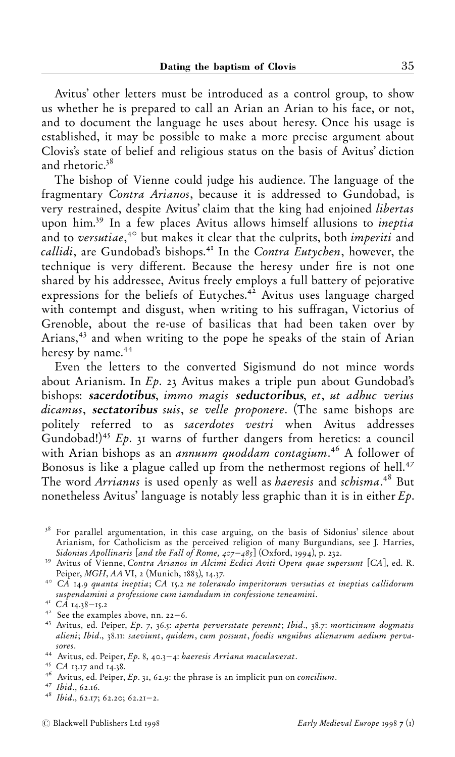Avitus' other letters must be introduced as a control group, to show us whether he is prepared to call an Arian an Arian to his face, or not, and to document the language he uses about heresy. Once his usage is established, it may be possible to make a more precise argument about Clovis's state of belief and religious status on the basis of Avitus' diction and rhetoric.[38]

The bishop of Vienne could judge his audience. The language of the fragmentary *Contra Arianos*, because it is addressed to Gundobad, is very restrained, despite Avitus' claim that the king had enjoined *libertas* upon him.[39] In a few places Avitus allows himself allusions to *ineptia* and to *versutiae*,[40] but makes it clear that the culprits, both *imperiti* and *callidi*, are Gundobad's bishops.[41] In the *Contra Eutychen*, however, the technique is very different. Because the heresy under fire is not one shared by his addressee, Avitus freely employs a full battery of pejorative expressions for the beliefs of Eutyches.[42] Avitus uses language charged with contempt and disgust, when writing to his suffragan, Victorius of Grenoble, about the re-use of basilicas that had been taken over by Arians,[43] and when writing to the pope he speaks of the stain of Arian heresy by name.[44]

Even the letters to the converted Sigismund do not mince words about Arianism. In *Ep.* 23 Avitus makes a triple pun about Gundobad's bishops: ***sacerdotibus***, *immo magis* ***seductoribus***, *et*, *ut adhuc verius dicamus*, ***sectatoribus*** *suis*, *se velle proponere*. (The same bishops are politely referred to as *sacerdotes vestri* when Avitus addresses Gundobad!)[45] *Ep.* 31 warns of further dangers from heretics: a council with Arian bishops as an *annuum quoddam contagium*.[46] A follower of Bonosus is like a plague called up from the nethermost regions of hell.[47] The word *Arrianus* is used openly as well as *haeresis* and *schisma*.[48] But nonetheless Avitus' language is notably less graphic than it is in either *Ep.*

---

[38] For parallel argumentation, in this case arguing, on the basis of Sidonius' silence about Arianism, for Catholicism as the perceived religion of many Burgundians, see J. Harries, *Sidonius Apollinaris [and the Fall of Rome, 407–485]* (Oxford, 1994), p. 232.

[39] Avitus of Vienne, *Contra Arianos in Alcimi Ecdici Aviti Opera quae supersunt* [*CA*], ed. R. Peiper, *MGH*, *AA* VI, 2 (Munich, 1883), 14.37.

[40] *CA* 14.9 *quanta ineptia*; *CA* 15.2 *ne tolerando imperitorum versutias et ineptias callidorum suspendamini a professione cum iamdudum in confessione teneamini*.

[41] *CA* 14.38–15.2

[42] See the examples above, nn. 22–6.

[43] Avitus, ed. Peiper, *Ep.* 7, 36.5: *aperta perversitate pereunt*; *Ibid*., 38.7: *morticinum dogmatis alieni*; *Ibid*., 38.11: *saeviunt*, *quidem*, *cum possunt*, *foedis unguibus alienarum aedium pervasores*.

[44] Avitus, ed. Peiper, *Ep.* 8, 40.3–4: *haeresis Arriana maculaverat*.

[45] *CA* 13.17 and 14.38.

[46] Avitus, ed. Peiper, *Ep.* 31, 62.9: the phrase is an implicit pun on *concilium*.

[47] *Ibid*., 62.16.

[48] *Ibid*., 62.17; 62.20; 62.21–2.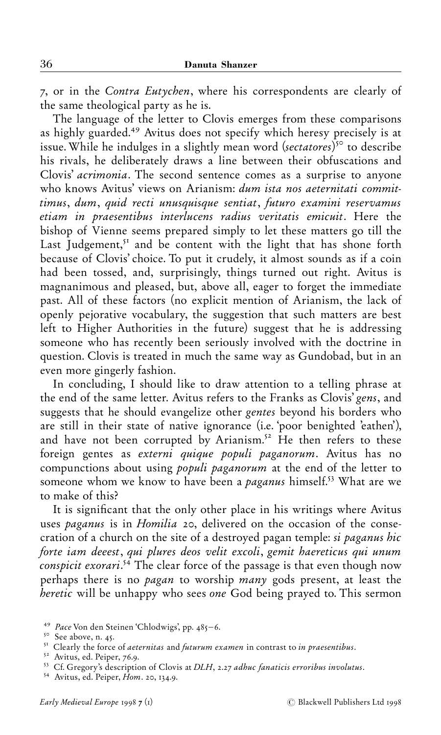7, or in the *Contra Eutychen*, where his correspondents are clearly of the same theological party as he is.

The language of the letter to Clovis emerges from these comparisons as highly guarded.[49] Avitus does not specify which heresy precisely is at issue. While he indulges in a slightly mean word (*sectatores*)[50] to describe his rivals, he deliberately draws a line between their obfuscations and Clovis' *acrimonia*. The second sentence comes as a surprise to anyone who knows Avitus' views on Arianism: *dum ista nos aeternitati committimus, dum, quid recti unusquisque sentiat, futuro examini reservamus etiam in praesentibus interlucens radius veritatis emicuit*. Here the bishop of Vienne seems prepared simply to let these matters go till the Last Judgement,[51] and be content with the light that has shone forth because of Clovis' choice. To put it crudely, it almost sounds as if a coin had been tossed, and, surprisingly, things turned out right. Avitus is magnanimous and pleased, but, above all, eager to forget the immediate past. All of these factors (no explicit mention of Arianism, the lack of openly pejorative vocabulary, the suggestion that such matters are best left to Higher Authorities in the future) suggest that he is addressing someone who has recently been seriously involved with the doctrine in question. Clovis is treated in much the same way as Gundobad, but in an even more gingerly fashion.

In concluding, I should like to draw attention to a telling phrase at the end of the same letter. Avitus refers to the Franks as Clovis' *gens*, and suggests that he should evangelize other *gentes* beyond his borders who are still in their state of native ignorance (i.e. 'poor benighted 'eathen'), and have not been corrupted by Arianism.[52] He then refers to these foreign gentes as *externi quique populi paganorum*. Avitus has no compunctions about using *populi paganorum* at the end of the letter to someone whom we know to have been a *paganus* himself.[53] What are we to make of this?

It is significant that the only other place in his writings where Avitus uses *paganus* is in *Homilia* 20, delivered on the occasion of the consecration of a church on the site of a destroyed pagan temple: *si paganus hic forte iam deeest, qui plures deos velit excoli, gemit haereticus qui unum conspicit exorari*.[54] The clear force of the passage is that even though now perhaps there is no *pagan* to worship *many* gods present, at least the *heretic* will be unhappy who sees *one* God being prayed to. This sermon

[49] *Pace* Von den Steinen 'Chlodwigs', pp. 485–6.

[50] See above, n. 45.

[51] Clearly the force of *aeternitas* and *futurum examen* in contrast to *in praesentibus*.

[52] Avitus, ed. Peiper, 76.9.

[53] Cf. Gregory's description of Clovis at *DLH*, 2.27 *adhuc fanaticis erroribus involutus*.

[54] Avitus, ed. Peiper, *Hom*. 20, 134.9.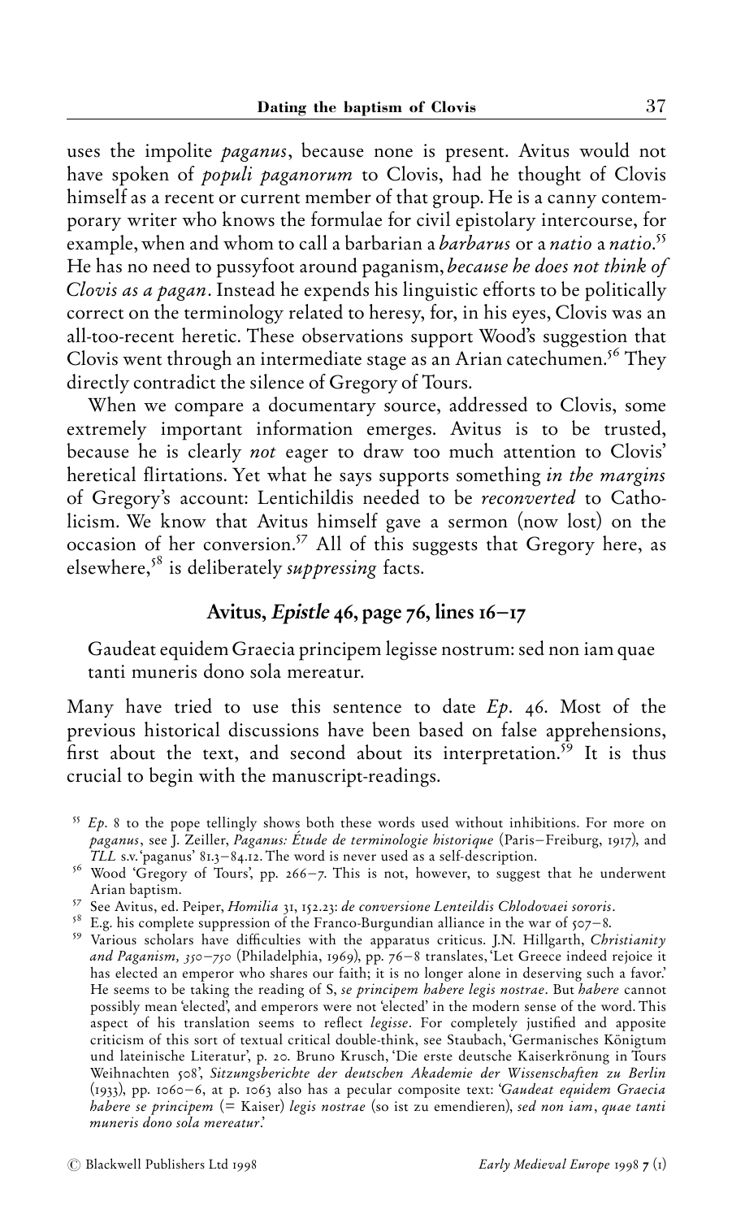uses the impolite *paganus*, because none is present. Avitus would not have spoken of *populi paganorum* to Clovis, had he thought of Clovis himself as a recent or current member of that group. He is a canny contemporary writer who knows the formulae for civil epistolary intercourse, for example, when and whom to call a barbarian a *barbarus* or a *natio* a *natio*.[55] He has no need to pussyfoot around paganism, *because he does not think of Clovis as a pagan*. Instead he expends his linguistic efforts to be politically correct on the terminology related to heresy, for, in his eyes, Clovis was an all-too-recent heretic. These observations support Wood's suggestion that Clovis went through an intermediate stage as an Arian catechumen.[56] They directly contradict the silence of Gregory of Tours.

When we compare a documentary source, addressed to Clovis, some extremely important information emerges. Avitus is to be trusted, because he is clearly *not* eager to draw too much attention to Clovis' heretical flirtations. Yet what he says supports something *in the margins* of Gregory's account: Lentichildis needed to be *reconverted* to Catholicism. We know that Avitus himself gave a sermon (now lost) on the occasion of her conversion.[57] All of this suggests that Gregory here, as elsewhere,[58] is deliberately *suppressing* facts.

## Avitus, *Epistle* 46, page 76, lines 16–17

> Gaudeat equidem Graecia principem legisse nostrum: sed non iam quae tanti muneris dono sola mereatur.

Many have tried to use this sentence to date *Ep*. 46. Most of the previous historical discussions have been based on false apprehensions, first about the text, and second about its interpretation.[59] It is thus crucial to begin with the manuscript-readings.

---

[55] *Ep*. 8 to the pope tellingly shows both these words used without inhibitions. For more on *paganus*, see J. Zeiller, *Paganus: Étude de terminologie historique* (Paris–Freiburg, 1917), and *TLL* s.v. 'paganus' 81.3–84.12. The word is never used as a self-description.

[56] Wood 'Gregory of Tours', pp. 266–7. This is not, however, to suggest that he underwent Arian baptism.

[57] See Avitus, ed. Peiper, *Homilia* 31, 152.23: *de conversione Lenteildis Chlodovaei sororis*.

[58] E.g. his complete suppression of the Franco-Burgundian alliance in the war of 507–8.

[59] Various scholars have difficulties with the apparatus criticus. J.N. Hillgarth, *Christianity and Paganism, 350–750* (Philadelphia, 1969), pp. 76–8 translates, 'Let Greece indeed rejoice it has elected an emperor who shares our faith; it is no longer alone in deserving such a favor.' He seems to be taking the reading of S, *se principem habere legis nostrae*. But *habere* cannot possibly mean 'elected', and emperors were not 'elected' in the modern sense of the word. This aspect of his translation seems to reflect *legisse*. For completely justified and apposite criticism of this sort of textual critical double-think, see Staubach, 'Germanisches Königtum und lateinische Literatur', p. 20. Bruno Krusch, 'Die erste deutsche Kaiserkrönung in Tours Weihnachten 508', *Sitzungsberichte der deutschen Akademie der Wissenschaften zu Berlin* (1933), pp. 1060–6, at p. 1063 also has a pecular composite text: '*Gaudeat equidem Graecia habere se principem* (= Kaiser) *legis nostrae* (so ist zu emendieren), *sed non iam*, *quae tanti muneris dono sola mereatur*.'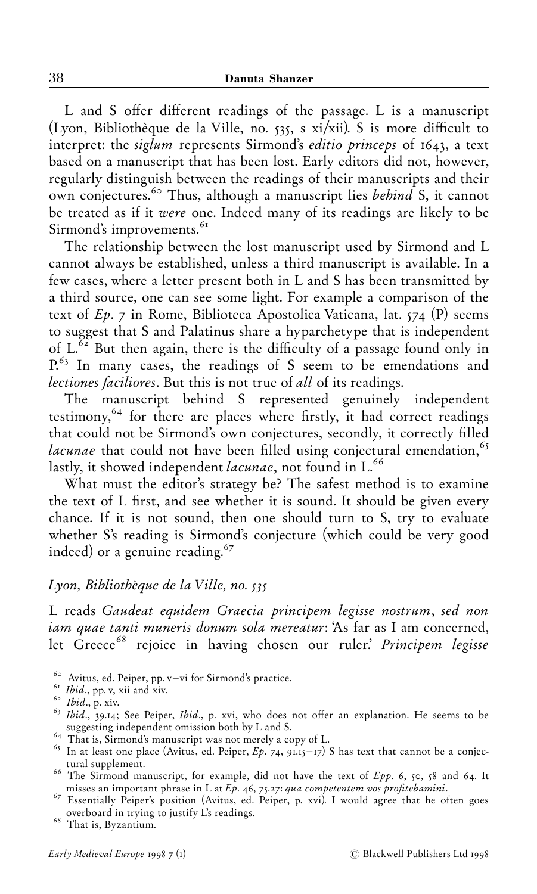L and S offer different readings of the passage. L is a manuscript (Lyon, Bibliothèque de la Ville, no. 535, s xi/xii). S is more difficult to interpret: the *siglum* represents Sirmond's *editio princeps* of 1643, a text based on a manuscript that has been lost. Early editors did not, however, regularly distinguish between the readings of their manuscripts and their own conjectures.[60] Thus, although a manuscript lies *behind* S, it cannot be treated as if it *were* one. Indeed many of its readings are likely to be Sirmond's improvements.[61]

The relationship between the lost manuscript used by Sirmond and L cannot always be established, unless a third manuscript is available. In a few cases, where a letter present both in L and S has been transmitted by a third source, one can see some light. For example a comparison of the text of *Ep*. 7 in Rome, Biblioteca Apostolica Vaticana, lat. 574 (P) seems to suggest that S and Palatinus share a hyparchetype that is independent of L.[62] But then again, there is the difficulty of a passage found only in P.[63] In many cases, the readings of S seem to be emendations and *lectiones faciliores*. But this is not true of *all* of its readings.

The manuscript behind S represented genuinely independent testimony,[64] for there are places where firstly, it had correct readings that could not be Sirmond's own conjectures, secondly, it correctly filled *lacunae* that could not have been filled using conjectural emendation,[65] lastly, it showed independent *lacunae*, not found in L.[66]

What must the editor's strategy be? The safest method is to examine the text of L first, and see whether it is sound. It should be given every chance. If it is not sound, then one should turn to S, try to evaluate whether S's reading is Sirmond's conjecture (which could be very good indeed) or a genuine reading.[67]

### *Lyon, Bibliothèque de la Ville, no. 535*

L reads *Gaudeat equidem Graecia principem legisse nostrum*, *sed non iam quae tanti muneris donum sola mereatur*: 'As far as I am concerned, let Greece[68] rejoice in having chosen our ruler.' *Principem legisse*

---

[60] Avitus, ed. Peiper, pp. v–vi for Sirmond's practice.

[61] *Ibid*., pp. v, xii and xiv.

[62] *Ibid*., p. xiv.

[63] *Ibid*., 39.14; See Peiper, *Ibid*., p. xvi, who does not offer an explanation. He seems to be suggesting independent omission both by L and S.

[64] That is, Sirmond's manuscript was not merely a copy of L.

[65] In at least one place (Avitus, ed. Peiper, *Ep*. 74, 91.15–17) S has text that cannot be a conjectural supplement.

[66] The Sirmond manuscript, for example, did not have the text of *Epp*. 6, 50, 58 and 64. It misses an important phrase in L at *Ep*. 46, 75.27: *qua competentem vos profitebamini*.

[67] Essentially Peiper's position (Avitus, ed. Peiper, p. xvi). I would agree that he often goes overboard in trying to justify L's readings.

[68] That is, Byzantium.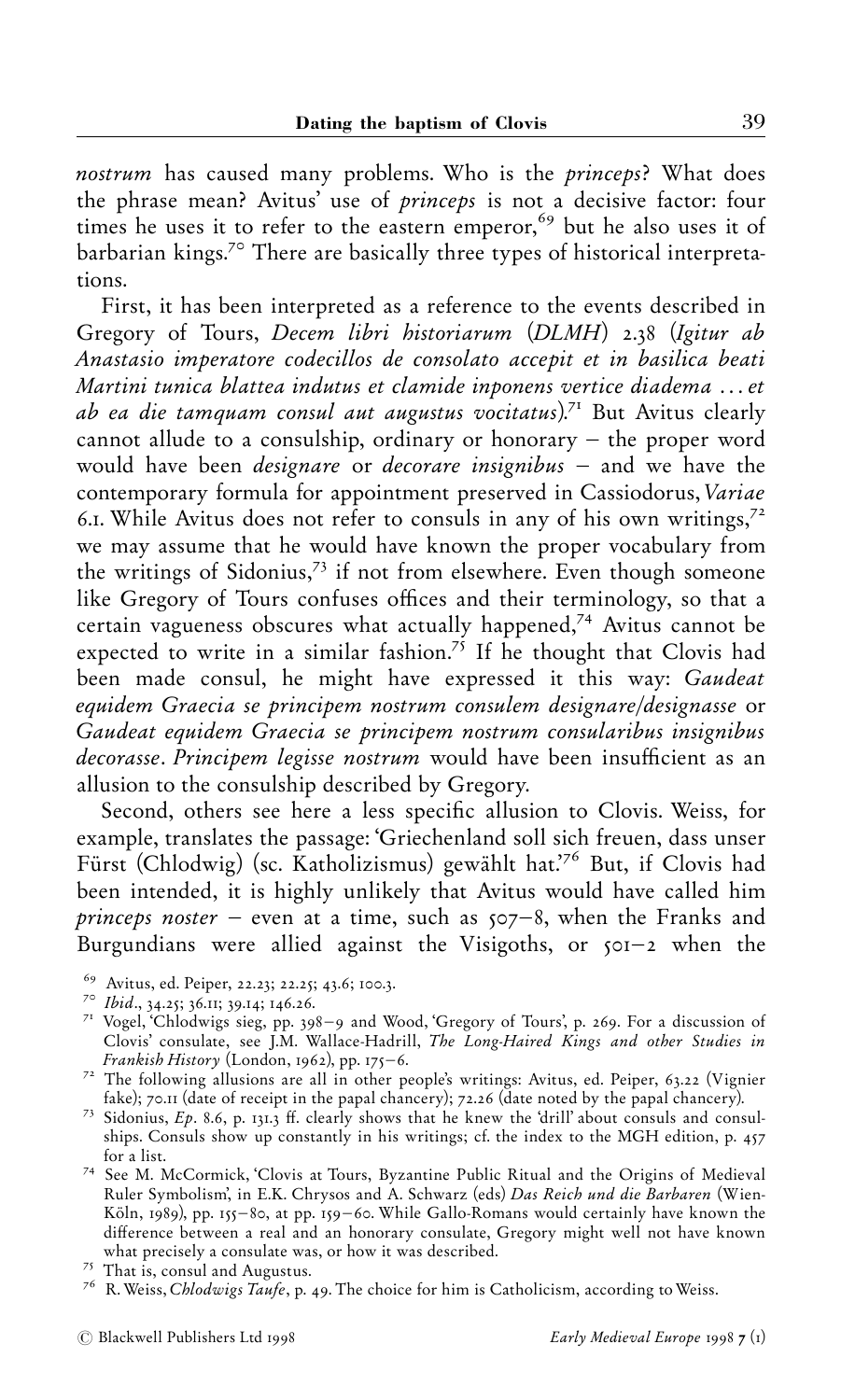*nostrum* has caused many problems. Who is the *princeps*? What does the phrase mean? Avitus' use of *princeps* is not a decisive factor: four times he uses it to refer to the eastern emperor,[69] but he also uses it of barbarian kings.[70] There are basically three types of historical interpretations.

First, it has been interpreted as a reference to the events described in Gregory of Tours, *Decem libri historiarum* (*DLMH*) 2.38 (*Igitur ab Anastasio imperatore codecillos de consolato accepit et in basilica beati Martini tunica blattea indutus et clamide inponens vertice diadema ... et ab ea die tamquam consul aut augustus vocitatus*).[71] But Avitus clearly cannot allude to a consulship, ordinary or honorary – the proper word would have been *designare* or *decorare insignibus* – and we have the contemporary formula for appointment preserved in Cassiodorus, *Variae* 6.1. While Avitus does not refer to consuls in any of his own writings,[72] we may assume that he would have known the proper vocabulary from the writings of Sidonius,[73] if not from elsewhere. Even though someone like Gregory of Tours confuses offices and their terminology, so that a certain vagueness obscures what actually happened,[74] Avitus cannot be expected to write in a similar fashion.[75] If he thought that Clovis had been made consul, he might have expressed it this way: *Gaudeat equidem Graecia se principem nostrum consulem designare/designasse* or *Gaudeat equidem Graecia se principem nostrum consularibus insignibus decorasse*. *Principem legisse nostrum* would have been insufficient as an allusion to the consulship described by Gregory.

Second, others see here a less specific allusion to Clovis. Weiss, for example, translates the passage: 'Griechenland soll sich freuen, dass unser Fürst (Chlodwig) (sc. Katholizismus) gewählt hat.'[76] But, if Clovis had been intended, it is highly unlikely that Avitus would have called him *princeps noster* – even at a time, such as 507–8, when the Franks and Burgundians were allied against the Visigoths, or 501–2 when the

[69] Avitus, ed. Peiper, 22.23; 22.25; 43.6; 100.3.

[70] *Ibid*., 34.25; 36.11; 39.14; 146.26.

[71] Vogel, 'Chlodwigs sieg, pp. 398–9 and Wood, 'Gregory of Tours', p. 269. For a discussion of Clovis' consulate, see J.M. Wallace-Hadrill, *The Long-Haired Kings and other Studies in Frankish History* (London, 1962), pp. 175–6.

[72] The following allusions are all in other people's writings: Avitus, ed. Peiper, 63.22 (Vignier fake); 70.11 (date of receipt in the papal chancery); 72.26 (date noted by the papal chancery).

[73] Sidonius, *Ep*. 8.6, p. 131.3 ff. clearly shows that he knew the 'drill' about consuls and consulships. Consuls show up constantly in his writings; cf. the index to the MGH edition, p. 457 for a list.

[74] See M. McCormick, 'Clovis at Tours, Byzantine Public Ritual and the Origins of Medieval Ruler Symbolism', in E.K. Chrysos and A. Schwarz (eds) *Das Reich und die Barbaren* (Wien-Köln, 1989), pp. 155–80, at pp. 159–60. While Gallo-Romans would certainly have known the difference between a real and an honorary consulate, Gregory might well not have known what precisely a consulate was, or how it was described.

[75] That is, consul and Augustus.

[76] R. Weiss, *Chlodwigs Taufe*, p. 49. The choice for him is Catholicism, according to Weiss.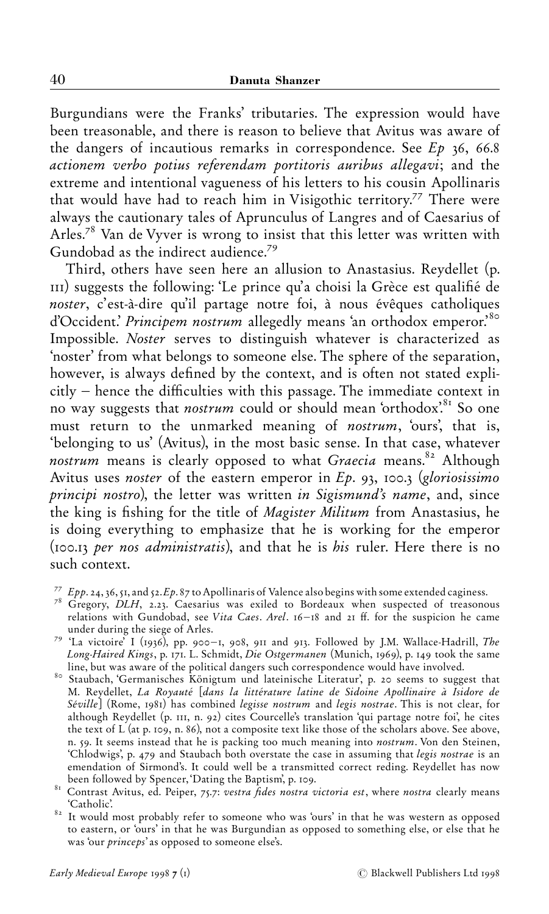Burgundians were the Franks' tributaries. The expression would have been treasonable, and there is reason to believe that Avitus was aware of the dangers of incautious remarks in correspondence. See *Ep* 36, 66.8 *actionem verbo potius referendam portitoris auribus allegavi*; and the extreme and intentional vagueness of his letters to his cousin Apollinaris that would have had to reach him in Visigothic territory.[77] There were always the cautionary tales of Aprunculus of Langres and of Caesarius of Arles.[78] Van de Vyver is wrong to insist that this letter was written with Gundobad as the indirect audience.[79]

Third, others have seen here an allusion to Anastasius. Reydellet (p. 111) suggests the following: 'Le prince qu'a choisi la Grèce est qualifié de *noster*, c'est-à-dire qu'il partage notre foi, à nous évêques catholiques d'Occident.' *Principem nostrum* allegedly means 'an orthodox emperor.'[80] Impossible. *Noster* serves to distinguish whatever is characterized as 'noster' from what belongs to someone else. The sphere of the separation, however, is always defined by the context, and is often not stated explicitly – hence the difficulties with this passage. The immediate context in no way suggests that *nostrum* could or should mean 'orthodox'.[81] So one must return to the unmarked meaning of *nostrum*, 'ours', that is, 'belonging to us' (Avitus), in the most basic sense. In that case, whatever *nostrum* means is clearly opposed to what *Graecia* means.[82] Although Avitus uses *noster* of the eastern emperor in *Ep*. 93, 100.3 (*gloriosissimo principi nostro*), the letter was written *in Sigismund's name*, and, since the king is fishing for the title of *Magister Militum* from Anastasius, he is doing everything to emphasize that he is working for the emperor (100.13 *per nos administratis*), and that he is *his* ruler. Here there is no such context.

[77] *Epp*. 24, 36, 51, and 52. *Ep*. 87 to Apollinaris of Valence also begins with some extended caginess.

[78] Gregory, *DLH*, 2.23. Caesarius was exiled to Bordeaux when suspected of treasonous relations with Gundobad, see *Vita Caes*. *Arel*. 16–18 and 21 ff. for the suspicion he came under during the siege of Arles.

[79] 'La victoire' I (1936), pp. 900–1, 908, 911 and 913. Followed by J.M. Wallace-Hadrill, *The Long-Haired Kings*, p. 171. L. Schmidt, *Die Ostgermanen* (Munich, 1969), p. 149 took the same line, but was aware of the political dangers such correspondence would have involved.

[80] Staubach, 'Germanisches Königtum und lateinische Literatur', p. 20 seems to suggest that M. Reydellet, *La Royauté* [*dans la littérature latine de Sidoine Apollinaire à Isidore de Séville*] (Rome, 1981) has combined *legisse nostrum* and *legis nostrae*. This is not clear, for although Reydellet (p. 111, n. 92) cites Courcelle's translation 'qui partage notre foi', he cites the text of L (at p. 109, n. 86), not a composite text like those of the scholars above. See above, n. 59. It seems instead that he is packing too much meaning into *nostrum*. Von den Steinen, 'Chlodwigs', p. 479 and Staubach both overstate the case in assuming that *legis nostrae* is an emendation of Sirmond's. It could well be a transmitted correct reding. Reydellet has now been followed by Spencer, 'Dating the Baptism', p. 109.

[81] Contrast Avitus, ed. Peiper, 75.7: *vestra fides nostra victoria est*, where *nostra* clearly means 'Catholic'.

[82] It would most probably refer to someone who was 'ours' in that he was western as opposed to eastern, or 'ours' in that he was Burgundian as opposed to something else, or else that he was 'our *princeps*' as opposed to someone else's.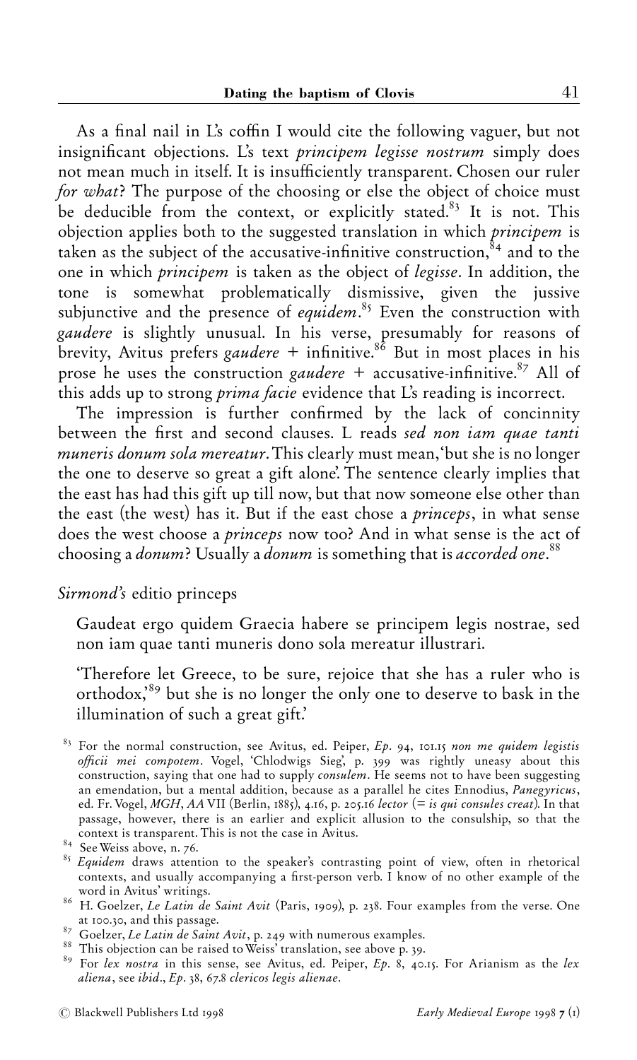As a final nail in L's coffin I would cite the following vaguer, but not insignificant objections. L's text *principem legisse nostrum* simply does not mean much in itself. It is insufficiently transparent. Chosen our ruler *for what*? The purpose of the choosing or else the object of choice must be deducible from the context, or explicitly stated.[83] It is not. This objection applies both to the suggested translation in which *principem* is taken as the subject of the accusative-infinitive construction,[84] and to the one in which *principem* is taken as the object of *legisse*. In addition, the tone is somewhat problematically dismissive, given the jussive subjunctive and the presence of *equidem*.[85] Even the construction with *gaudere* is slightly unusual. In his verse, presumably for reasons of brevity, Avitus prefers *gaudere* + infinitive.[86] But in most places in his prose he uses the construction *gaudere* + accusative-infinitive.[87] All of this adds up to strong *prima facie* evidence that L's reading is incorrect.

The impression is further confirmed by the lack of concinnity between the first and second clauses. L reads *sed non iam quae tanti muneris donum sola mereatur*. This clearly must mean, 'but she is no longer the one to deserve so great a gift alone'. The sentence clearly implies that the east has had this gift up till now, but that now someone else other than the east (the west) has it. But if the east chose a *princeps*, in what sense does the west choose a *princeps* now too? And in what sense is the act of choosing a *donum*? Usually a *donum* is something that is *accorded one*.[88]

### *Sirmond's* editio princeps

> Gaudeat ergo quidem Graecia habere se principem legis nostrae, sed non iam quae tanti muneris dono sola mereatur illustrari.
>
> 'Therefore let Greece, to be sure, rejoice that she has a ruler who is orthodox,'[89] but she is no longer the only one to deserve to bask in the illumination of such a great gift.'

[83] For the normal construction, see Avitus, ed. Peiper, *Ep*. 94, 101.15 *non me quidem legistis officii mei compotem*. Vogel, 'Chlodwigs Sieg', p. 399 was rightly uneasy about this construction, saying that one had to supply *consulem*. He seems not to have been suggesting an emendation, but a mental addition, because as a parallel he cites Ennodius, *Panegyricus*, ed. Fr. Vogel, *MGH*, *AA* VII (Berlin, 1885), 4.16, p. 205.16 *lector* (= *is qui consules creat*). In that passage, however, there is an earlier and explicit allusion to the consulship, so that the context is transparent. This is not the case in Avitus.

[84] See Weiss above, n. 76.

[85] *Equidem* draws attention to the speaker's contrasting point of view, often in rhetorical contexts, and usually accompanying a first-person verb. I know of no other example of the word in Avitus' writings.

[86] H. Goelzer, *Le Latin de Saint Avit* (Paris, 1909), p. 238. Four examples from the verse. One at 100.30, and this passage.

[87] Goelzer, *Le Latin de Saint Avit*, p. 249 with numerous examples.

[88] This objection can be raised to Weiss' translation, see above p. 39.

[89] For *lex nostra* in this sense, see Avitus, ed. Peiper, *Ep*. 8, 40.15. For Arianism as the *lex aliena*, see *ibid*., *Ep*. 38, 67.8 *clericos legis alienae*.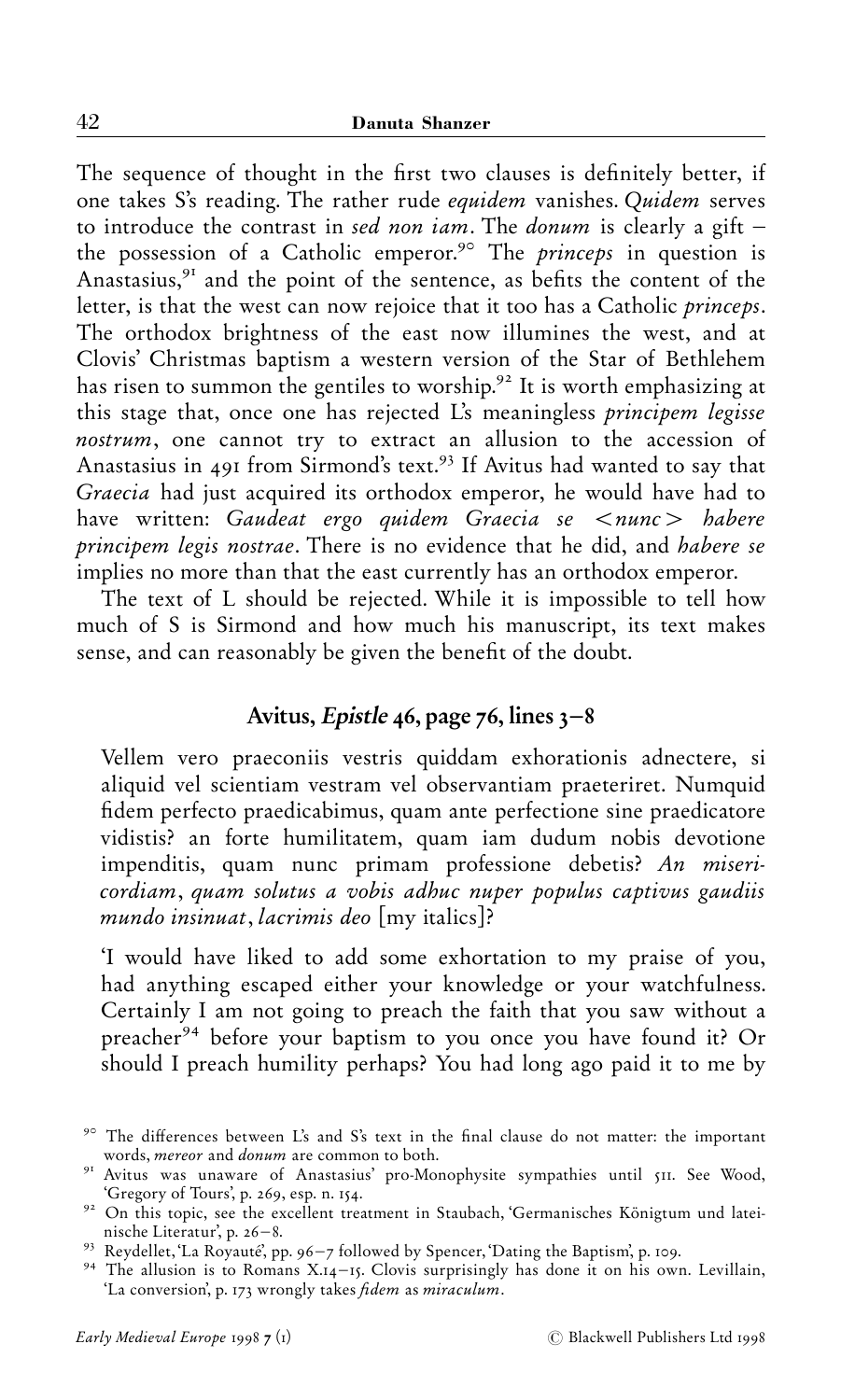The sequence of thought in the first two clauses is definitely better, if one takes S's reading. The rather rude *equidem* vanishes. *Quidem* serves to introduce the contrast in *sed non iam*. The *donum* is clearly a gift – the possession of a Catholic emperor.[90] The *princeps* in question is Anastasius,[91] and the point of the sentence, as befits the content of the letter, is that the west can now rejoice that it too has a Catholic *princeps*. The orthodox brightness of the east now illumines the west, and at Clovis' Christmas baptism a western version of the Star of Bethlehem has risen to summon the gentiles to worship.[92] It is worth emphasizing at this stage that, once one has rejected L's meaningless *principem legisse nostrum*, one cannot try to extract an allusion to the accession of Anastasius in 491 from Sirmond's text.[93] If Avitus had wanted to say that *Graecia* had just acquired its orthodox emperor, he would have had to have written: *Gaudeat ergo quidem Graecia se <nunc> habere principem legis nostrae*. There is no evidence that he did, and *habere se* implies no more than that the east currently has an orthodox emperor.

The text of L should be rejected. While it is impossible to tell how much of S is Sirmond and how much his manuscript, its text makes sense, and can reasonably be given the benefit of the doubt.

## Avitus, *Epistle* 46, page 76, lines 3–8

> Vellem vero praeconiis vestris quiddam exhorationis adnectere, si aliquid vel scientiam vestram vel observantiam praeteriret. Numquid fidem perfecto praedicabimus, quam ante perfectione sine praedicatore vidistis? an forte humilitatem, quam iam dudum nobis devotione impenditis, quam nunc primam professione debetis? *An misericordiam, quam solutus a vobis adhuc nuper populus captivus gaudiis mundo insinuat, lacrimis deo* [my italics]?

'I would have liked to add some exhortation to my praise of you, had anything escaped either your knowledge or your watchfulness. Certainly I am not going to preach the faith that you saw without a preacher[94] before your baptism to you once you have found it? Or should I preach humility perhaps? You had long ago paid it to me by

---

[90] The differences between L's and S's text in the final clause do not matter: the important words, *mereor* and *donum* are common to both.

[91] Avitus was unaware of Anastasius' pro-Monophysite sympathies until 511. See Wood, 'Gregory of Tours', p. 269, esp. n. 154.

[92] On this topic, see the excellent treatment in Staubach, 'Germanisches Königtum und lateinische Literatur', pp. 26–8.

[93] Reydellet, 'La Royauté', pp. 96–7 followed by Spencer, 'Dating the Baptism', p. 109.

[94] The allusion is to Romans X.14–15. Clovis surprisingly has done it on his own. Levillain, 'La conversion', p. 173 wrongly takes *fidem* as *miraculum*.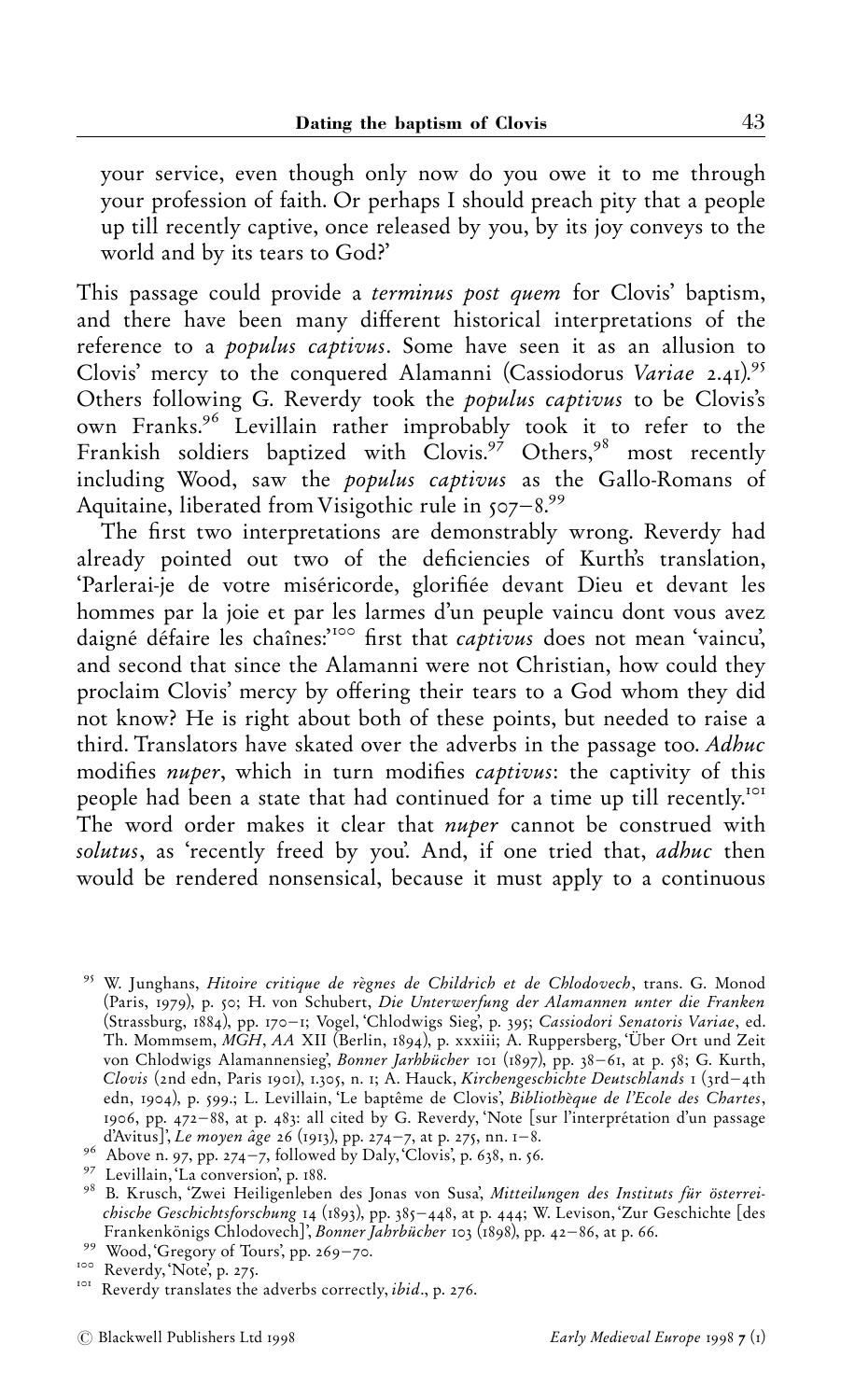your service, even though only now do you owe it to me through your profession of faith. Or perhaps I should preach pity that a people up till recently captive, once released by you, by its joy conveys to the world and by its tears to God?'

This passage could provide a *terminus post quem* for Clovis' baptism, and there have been many different historical interpretations of the reference to a *populus captivus*. Some have seen it as an allusion to Clovis' mercy to the conquered Alamanni (Cassiodorus *Variae* 2.41).[95] Others following G. Reverdy took the *populus captivus* to be Clovis's own Franks.[96] Levillain rather improbably took it to refer to the Frankish soldiers baptized with Clovis.[97] Others,[98] most recently including Wood, saw the *populus captivus* as the Gallo-Romans of Aquitaine, liberated from Visigothic rule in 507–8.[99]

The first two interpretations are demonstrably wrong. Reverdy had already pointed out two of the deficiencies of Kurth's translation, 'Parlerai-je de votre miséricorde, glorifiée devant Dieu et devant les hommes par la joie et par les larmes d'un peuple vaincu dont vous avez daigné défaire les chaînes:'[100] first that *captivus* does not mean 'vaincu', and second that since the Alamanni were not Christian, how could they proclaim Clovis' mercy by offering their tears to a God whom they did not know? He is right about both of these points, but needed to raise a third. Translators have skated over the adverbs in the passage too. *Adhuc* modifies *nuper*, which in turn modifies *captivus*: the captivity of this people had been a state that had continued for a time up till recently.[101] The word order makes it clear that *nuper* cannot be construed with *solutus*, as 'recently freed by you'. And, if one tried that, *adhuc* then would be rendered nonsensical, because it must apply to a continuous

---

[95] W. Junghans, *Hitoire critique de règnes de Childrich et de Chlodovech*, trans. G. Monod (Paris, 1979), p. 50; H. von Schubert, *Die Unterwerfung der Alamannen unter die Franken* (Strassburg, 1884), pp. 170–1; Vogel, 'Chlodwigs Sieg', p. 395; *Cassiodori Senatoris Variae*, ed. Th. Mommsem, *MGH*, *AA* XII (Berlin, 1894), p. xxxiii; A. Ruppersberg, 'Über Ort und Zeit von Chlodwigs Alamannensieg', *Bonner Jarhbücher* 101 (1897), pp. 38–61, at p. 58; G. Kurth, *Clovis* (2nd edn, Paris 1901), 1.305, n. 1; A. Hauck, *Kirchengeschichte Deutschlands* 1 (3rd–4th edn, 1904), p. 599.; L. Levillain, 'Le baptême de Clovis', *Bibliothèque de l'Ecole des Chartes*, 1906, pp. 472–88, at p. 483: all cited by G. Reverdy, 'Note [sur l'interprétation d'un passage d'Avitus]', *Le moyen âge* 26 (1913), pp. 274–7, at p. 275, nn. 1–8.

[96] Above n. 97, pp. 274–7, followed by Daly, 'Clovis', p. 638, n. 56.

[97] Levillain, 'La conversion', p. 188.

[98] B. Krusch, 'Zwei Heiligenleben des Jonas von Susa', *Mitteilungen des Instituts für österreichische Geschichtsforschung* 14 (1893), pp. 385–448, at p. 444; W. Levison, 'Zur Geschichte [des Frankenkönigs Chlodovech]', *Bonner Jahrbücher* 103 (1898), pp. 42–86, at p. 66.

[99] Wood, 'Gregory of Tours', pp. 269–70.

[100] Reverdy, 'Note', p. 275.

[101] Reverdy translates the adverbs correctly, *ibid*., p. 276.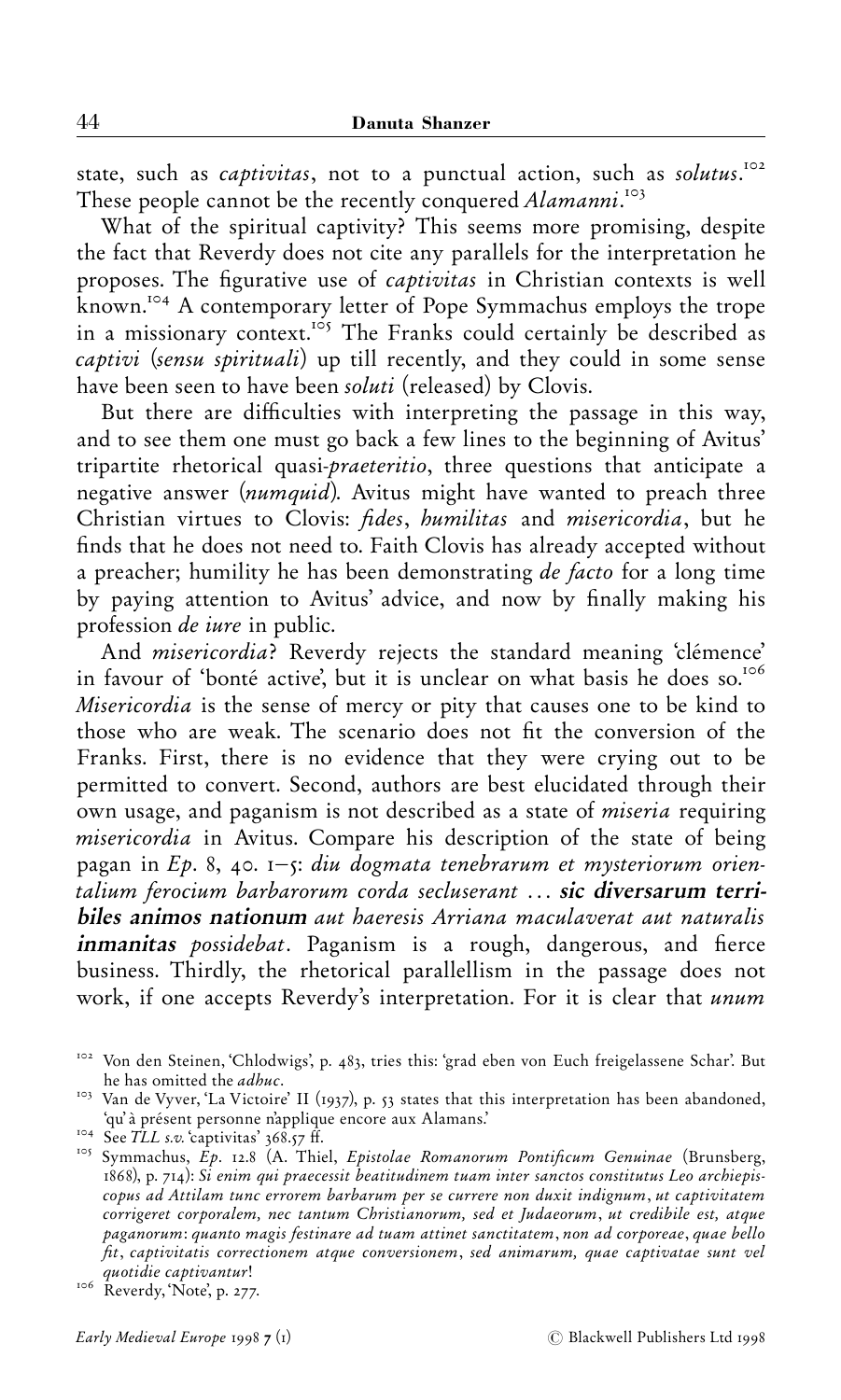state, such as *captivitas*, not to a punctual action, such as *solutus*.[102] These people cannot be the recently conquered *Alamanni*.[103]

What of the spiritual captivity? This seems more promising, despite the fact that Reverdy does not cite any parallels for the interpretation he proposes. The figurative use of *captivitas* in Christian contexts is well known.[104] A contemporary letter of Pope Symmachus employs the trope in a missionary context.[105] The Franks could certainly be described as *captivi* (*sensu spirituali*) up till recently, and they could in some sense have been seen to have been *soluti* (released) by Clovis.

But there are difficulties with interpreting the passage in this way, and to see them one must go back a few lines to the beginning of Avitus' tripartite rhetorical quasi-*praeteritio*, three questions that anticipate a negative answer (*numquid*). Avitus might have wanted to preach three Christian virtues to Clovis: *fides*, *humilitas* and *misericordia*, but he finds that he does not need to. Faith Clovis has already accepted without a preacher; humility he has been demonstrating *de facto* for a long time by paying attention to Avitus' advice, and now by finally making his profession *de iure* in public.

And *misericordia*? Reverdy rejects the standard meaning 'clémence' in favour of 'bonté active', but it is unclear on what basis he does so.[106] *Misericordia* is the sense of mercy or pity that causes one to be kind to those who are weak. The scenario does not fit the conversion of the Franks. First, there is no evidence that they were crying out to be permitted to convert. Second, authors are best elucidated through their own usage, and paganism is not described as a state of *miseria* requiring *misericordia* in Avitus. Compare his description of the state of being pagan in *Ep*. 8, 40. 1–5: *diu dogmata tenebrarum et mysteriorum orientalium ferocium barbarorum corda secluserant* ... ***sic diversarum terribiles animos nationum*** *aut haeresis Arriana maculaverat aut naturalis* ***inmanitas*** *possidebat*. Paganism is a rough, dangerous, and fierce business. Thirdly, the rhetorical parallellism in the passage does not work, if one accepts Reverdy's interpretation. For it is clear that *unum*

---

[102] Von den Steinen, 'Chlodwigs', p. 483, tries this: 'grad eben von Euch freigelassene Schar'. But he has omitted the *adhuc*.

[103] Van de Vyver, 'La Victoire' II (1937), p. 53 states that this interpretation has been abandoned, 'qu' à présent personne n'applique encore aux Alamans.'

[104] See *TLL s.v.* 'captivitas' 368.57 ff.

[105] Symmachus, *Ep*. 12.8 (A. Thiel, *Epistolae Romanorum Pontificum Genuinae* (Brunsberg, 1868), p. 714): *Si enim qui praecessit beatitudinem tuam inter sanctos constitutus Leo archiepiscopus ad Attilam tunc errorem barbarum per se currere non duxit indignum*, *ut captivitatem corrigeret corporalem, nec tantum Christianorum, sed et Judaeorum*, *ut credibile est, atque paganorum*: *quanto magis festinare ad tuam attinet sanctitatem*, *non ad corporeae*, *quae bello fit*, *captivitatis correctionem atque conversionem*, *sed animarum, quae captivatae sunt vel quotidie captivantur*!

[106] Reverdy, 'Note', p. 277.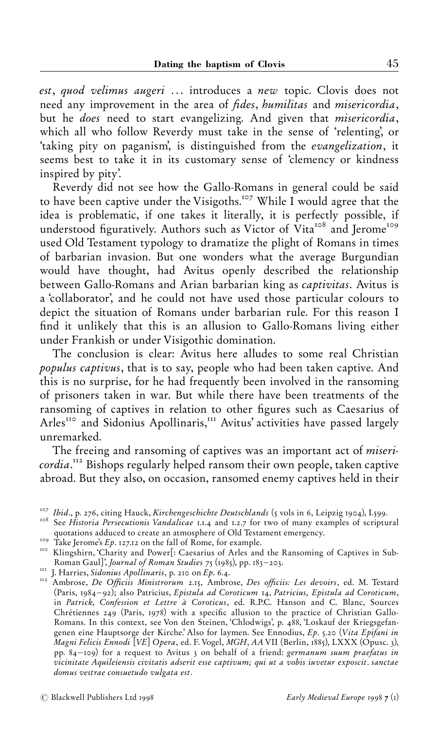*est*, *quod velimus augeri* ... introduces a *new* topic. Clovis does not need any improvement in the area of *fides*, *humilitas* and *misericordia*, but he *does* need to start evangelizing. And given that *misericordia*, which all who follow Reverdy must take in the sense of 'relenting', or 'taking pity on paganism', is distinguished from the *evangelization*, it seems best to take it in its customary sense of 'clemency or kindness inspired by pity'.

Reverdy did not see how the Gallo-Romans in general could be said to have been captive under the Visigoths.[107] While I would agree that the idea is problematic, if one takes it literally, it is perfectly possible, if understood figuratively. Authors such as Victor of Vita[108] and Jerome[109] used Old Testament typology to dramatize the plight of Romans in times of barbarian invasion. But one wonders what the average Burgundian would have thought, had Avitus openly described the relationship between Gallo-Romans and Arian barbarian king as *captivitas*. Avitus is a 'collaborator', and he could not have used those particular colours to depict the situation of Romans under barbarian rule. For this reason I find it unlikely that this is an allusion to Gallo-Romans living either under Frankish or under Visigothic domination.

The conclusion is clear: Avitus here alludes to some real Christian *populus captivus*, that is to say, people who had been taken captive. And this is no surprise, for he had frequently been involved in the ransoming of prisoners taken in war. But while there have been treatments of the ransoming of captives in relation to other figures such as Caesarius of Arles[110] and Sidonius Apollinaris,[111] Avitus' activities have passed largely unremarked.

The freeing and ransoming of captives was an important act of *misericordia*.[112] Bishops regularly helped ransom their own people, taken captive abroad. But they also, on occasion, ransomed enemy captives held in their

---

[107] *Ibid*., p. 276, citing Hauck, *Kirchengeschichte Deutschlands* (5 vols in 6, Leipzig 1904), I.599.

[108] See *Historia Persecutionis Vandalicae* 1.1.4 and 1.2.7 for two of many examples of scriptural quotations adduced to create an atmosphere of Old Testament emergency.

[109] Take Jerome's *Ep*. 127.12 on the fall of Rome, for example.

[110] Klingshirn, 'Charity and Power[: Caesarius of Arles and the Ransoming of Captives in Sub-Roman Gaul]', *Journal of Roman Studies* 75 (1985), pp. 183–203.

[111] J. Harries, *Sidonius Apollinaris*, p. 210 on *Ep*. 6.4.

[112] Ambrose, *De Officiis Ministrorum* 2.15, Ambrose, *Des officiis: Les devoirs*, ed. M. Testard (Paris, 1984–92); also Patricius, *Epistula ad Coroticum* 14, *Patricius, Epistula ad Coroticum*, in *Patrick, Confession et Lettre à Coroticus*, ed. R.P.C. Hanson and C. Blanc, Sources Chrétiennes 249 (Paris, 1978) with a specific allusion to the practice of Christian Gallo-Romans. In this context, see Von den Steinen, 'Chlodwigs', p. 488, 'Loskauf der Kriegsgefangenen eine Hauptsorge der Kirche.' Also for laymen. See Ennodius, *Ep*. 5.20 (*Vita Epifani in Magni Felicis Ennodi* [*VE*] *Opera*, ed. F. Vogel, *MGH*, *AA* VII (Berlin, 1885), LXXX (Opusc. 3), pp. 84–109) for a request to Avitus 3 on behalf of a friend: *germanum suum praefatus in vicinitate Aquileiensis civitatis adserit esse captivum; qui ut a vobis iuvetur exposcit. sanctae domus vestrae consuetudo vulgata est*.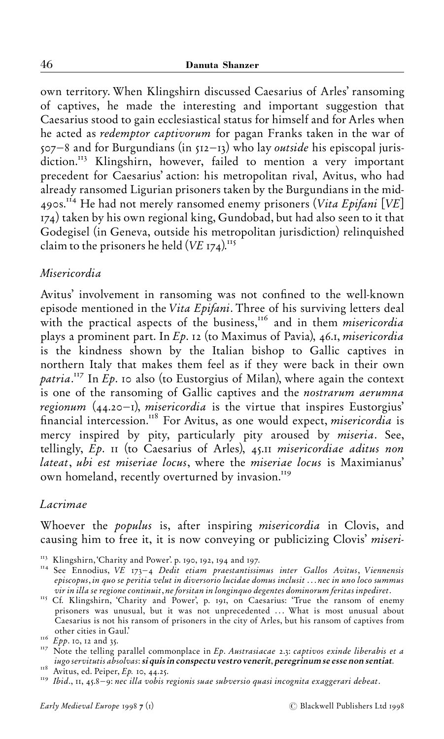own territory. When Klingshirn discussed Caesarius of Arles' ransoming of captives, he made the interesting and important suggestion that Caesarius stood to gain ecclesiastical status for himself and for Arles when he acted as *redemptor captivorum* for pagan Franks taken in the war of 507–8 and for Burgundians (in 512–13) who lay *outside* his episcopal jurisdiction.[113] Klingshirn, however, failed to mention a very important precedent for Caesarius' action: his metropolitan rival, Avitus, who had already ransomed Ligurian prisoners taken by the Burgundians in the mid-490s.[114] He had not merely ransomed enemy prisoners (*Vita Epifani* [*VE*] 174) taken by his own regional king, Gundobad, but had also seen to it that Godegisel (in Geneva, outside his metropolitan jurisdiction) relinquished claim to the prisoners he held (*VE* 174).[115]

### *Misericordia*

Avitus' involvement in ransoming was not confined to the well-known episode mentioned in the *Vita Epifani*. Three of his surviving letters deal with the practical aspects of the business,[116] and in them *misericordia* plays a prominent part. In *Ep*. 12 (to Maximus of Pavia), 46.1, *misericordia* is the kindness shown by the Italian bishop to Gallic captives in northern Italy that makes them feel as if they were back in their own *patria*.[117] In *Ep*. 10 also (to Eustorgius of Milan), where again the context is one of the ransoming of Gallic captives and the *nostrarum aerumna regionum* (44.20–1), *misericordia* is the virtue that inspires Eustorgius' financial intercession.[118] For Avitus, as one would expect, *misericordia* is mercy inspired by pity, particularly pity aroused by *miseria*. See, tellingly, *Ep*. 11 (to Caesarius of Arles), 45.11 *misericordiae aditus non lateat*, *ubi est miseriae locus*, where the *miseriae locus* is Maximianus' own homeland, recently overturned by invasion.[119]

### *Lacrimae*

Whoever the *populus* is, after inspiring *misericordia* in Clovis, and causing him to free it, it is now conveying or publicizing Clovis' *miseri-*

---

[113] Klingshirn, 'Charity and Power'. p. 190, 192, 194 and 197.

[114] See Ennodius, *VE* 173–4 *Dedit etiam praestantissimus inter Gallos Avitus*, *Viennensis episcopus*, *in quo se peritia velut in diversorio lucidae domus inclusit* ... *nec in uno loco summus vir in illa se regione continuit*, *ne forsitan in longinquo degentes dominorum feritas inpediret*.

[115] Cf. Klingshirn, 'Charity and Power', p. 191, on Caesarius: 'True the ransom of enemy prisoners was unusual, but it was not unprecedented ... What is most unusual about Caesarius is not his ransom of prisoners in the city of Arles, but his ransom of captives from other cities in Gaul.'

[116] *Epp*. 10, 12 and 35.

[117] Note the telling parallel commonplace in *Ep. Austrasiacae* 2.3: *captivos exinde liberabis et a iugo servitutis absolvas*: ***si quis in conspectu vestro venerit*, *peregrinum se esse non sentiat*.**

[118] Avitus, ed. Peiper, *Ep.* 10, 44.25.

[119] *Ibid*., 11, 45.8–9: *nec illa vobis regionis suae subversio quasi incognita exaggerari debeat*.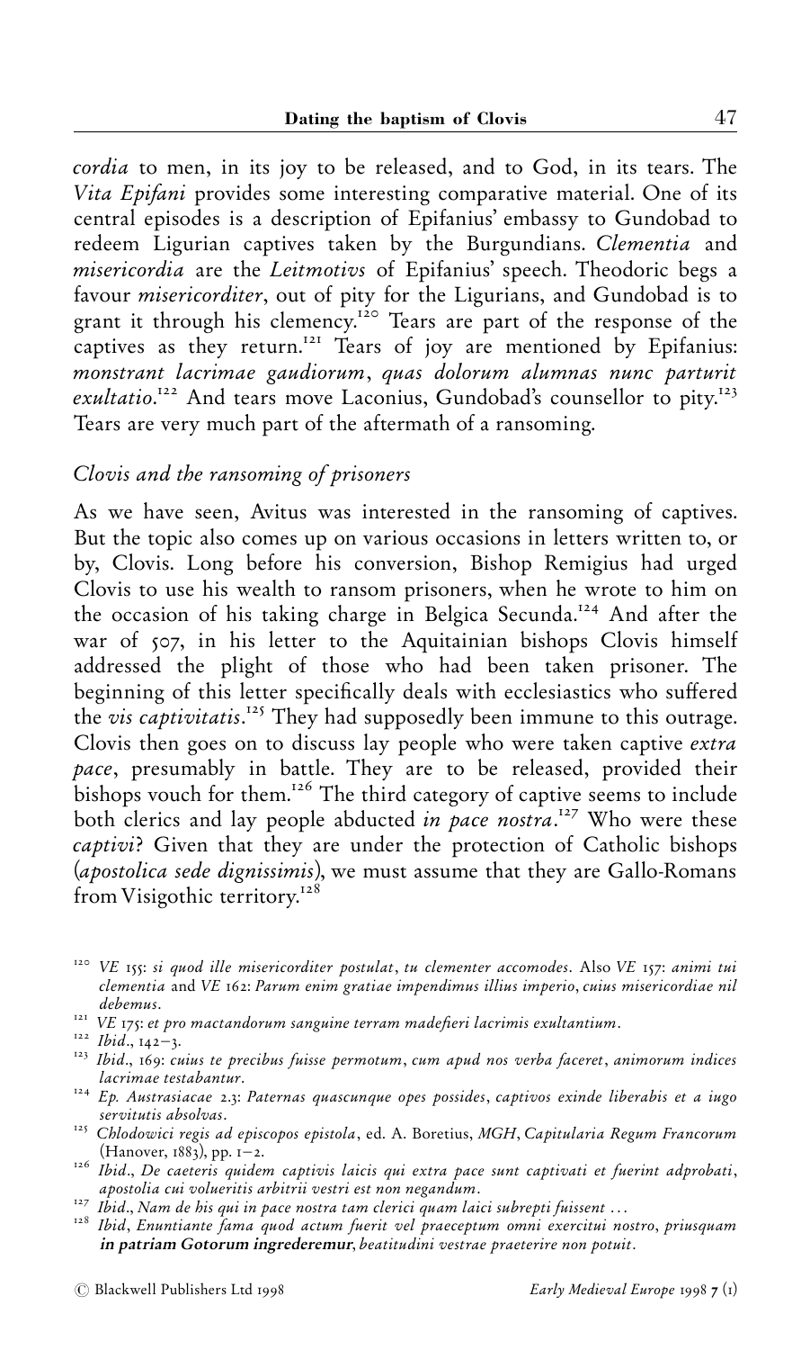*cordia* to men, in its joy to be released, and to God, in its tears. The *Vita Epifani* provides some interesting comparative material. One of its central episodes is a description of Epifanius' embassy to Gundobad to redeem Ligurian captives taken by the Burgundians. *Clementia* and *misericordia* are the *Leitmotivs* of Epifanius' speech. Theodoric begs a favour *misericorditer*, out of pity for the Ligurians, and Gundobad is to grant it through his clemency.[120] Tears are part of the response of the captives as they return.[121] Tears of joy are mentioned by Epifanius: *monstrant lacrimae gaudiorum, quas dolorum alumnas nunc parturit exultatio*.[122] And tears move Laconius, Gundobad's counsellor to pity.[123] Tears are very much part of the aftermath of a ransoming.

### *Clovis and the ransoming of prisoners*

As we have seen, Avitus was interested in the ransoming of captives. But the topic also comes up on various occasions in letters written to, or by, Clovis. Long before his conversion, Bishop Remigius had urged Clovis to use his wealth to ransom prisoners, when he wrote to him on the occasion of his taking charge in Belgica Secunda.[124] And after the war of 507, in his letter to the Aquitainian bishops Clovis himself addressed the plight of those who had been taken prisoner. The beginning of this letter specifically deals with ecclesiastics who suffered the *vis captivitatis*.[125] They had supposedly been immune to this outrage. Clovis then goes on to discuss lay people who were taken captive *extra pace*, presumably in battle. They are to be released, provided their bishops vouch for them.[126] The third category of captive seems to include both clerics and lay people abducted *in pace nostra*.[127] Who were these *captivi*? Given that they are under the protection of Catholic bishops (*apostolica sede dignissimis*), we must assume that they are Gallo-Romans from Visigothic territory.[128]

---

[120] *VE* 155: *si quod ille misericorditer postulat, tu clementer accomodes*. Also *VE* 157: *animi tui clementia* and *VE* 162: *Parum enim gratiae impendimus illius imperio, cuius misericordiae nil debemus*.

[121] *VE* 175: *et pro mactandorum sanguine terram madefieri lacrimis exultantium*.

[122] *Ibid*., 142–3.

[123] *Ibid*., 169: *cuius te precibus fuisse permotum, cum apud nos verba faceret, animorum indices lacrimae testabantur*.

[124] *Ep. Austrasiacae* 2.3: *Paternas quascunque opes possides, captivos exinde liberabis et a iugo servitutis absolvas*.

[125] *Chlodowici regis ad episcopos epistola*, ed. A. Boretius, *MGH*, *Capitularia Regum Francorum* (Hanover, 1883), pp. 1–2.

[126] *Ibid*., *De caeteris quidem captivis laicis qui extra pace sunt captivati et fuerint adprobati, apostolia cui volueritis arbitrii vestri est non negandum*.

[127] *Ibid*., *Nam de his qui in pace nostra tam clerici quam laici subrepti fuissent* ...

[128] *Ibid*, *Enuntiante fama quod actum fuerit vel praeceptum omni exercitui nostro, priusquam* ***in patriam Gotorum ingrederemur****, beatitudini vestrae praeterire non potuit*.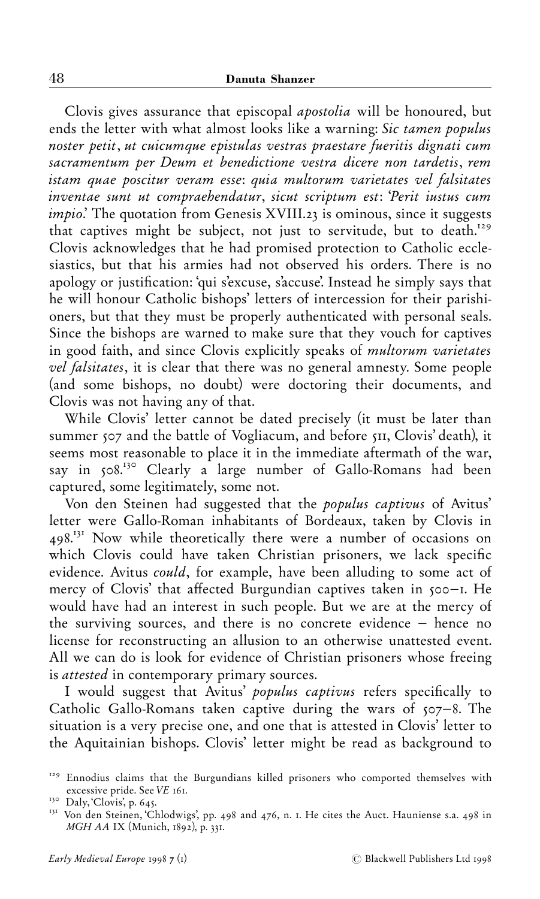Clovis gives assurance that episcopal *apostolia* will be honoured, but ends the letter with what almost looks like a warning: *Sic tamen populus noster petit, ut cuicumque epistulas vestras praestare fueritis dignati cum sacramentum per Deum et benedictione vestra dicere non tardetis, rem istam quae poscitur veram esse: quia multorum varietates vel falsitates inventae sunt ut compraehendatur, sicut scriptum est: 'Perit iustus cum impio.'* The quotation from Genesis XVIII.23 is ominous, since it suggests that captives might be subject, not just to servitude, but to death.[129] Clovis acknowledges that he had promised protection to Catholic ecclesiastics, but that his armies had not observed his orders. There is no apology or justification: 'qui s'excuse, s'accuse'. Instead he simply says that he will honour Catholic bishops' letters of intercession for their parishioners, but that they must be properly authenticated with personal seals. Since the bishops are warned to make sure that they vouch for captives in good faith, and since Clovis explicitly speaks of *multorum varietates vel falsitates*, it is clear that there was no general amnesty. Some people (and some bishops, no doubt) were doctoring their documents, and Clovis was not having any of that.

While Clovis' letter cannot be dated precisely (it must be later than summer 507 and the battle of Vogliacum, and before 511, Clovis' death), it seems most reasonable to place it in the immediate aftermath of the war, say in 508.[130] Clearly a large number of Gallo-Romans had been captured, some legitimately, some not.

Von den Steinen had suggested that the *populus captivus* of Avitus' letter were Gallo-Roman inhabitants of Bordeaux, taken by Clovis in 498.[131] Now while theoretically there were a number of occasions on which Clovis could have taken Christian prisoners, we lack specific evidence. Avitus *could*, for example, have been alluding to some act of mercy of Clovis' that affected Burgundian captives taken in 500–1. He would have had an interest in such people. But we are at the mercy of the surviving sources, and there is no concrete evidence – hence no license for reconstructing an allusion to an otherwise unattested event. All we can do is look for evidence of Christian prisoners whose freeing is *attested* in contemporary primary sources.

I would suggest that Avitus' *populus captivus* refers specifically to Catholic Gallo-Romans taken captive during the wars of 507–8. The situation is a very precise one, and one that is attested in Clovis' letter to the Aquitainian bishops. Clovis' letter might be read as background to

---

[129] Ennodius claims that the Burgundians killed prisoners who comported themselves with excessive pride. See *VE* 161.

[130] Daly, 'Clovis', p. 645.

[131] Von den Steinen, 'Chlodwigs', pp. 498 and 476, n. 1. He cites the Auct. Hauniense s.a. 498 in *MGH AA* IX (Munich, 1892), p. 331.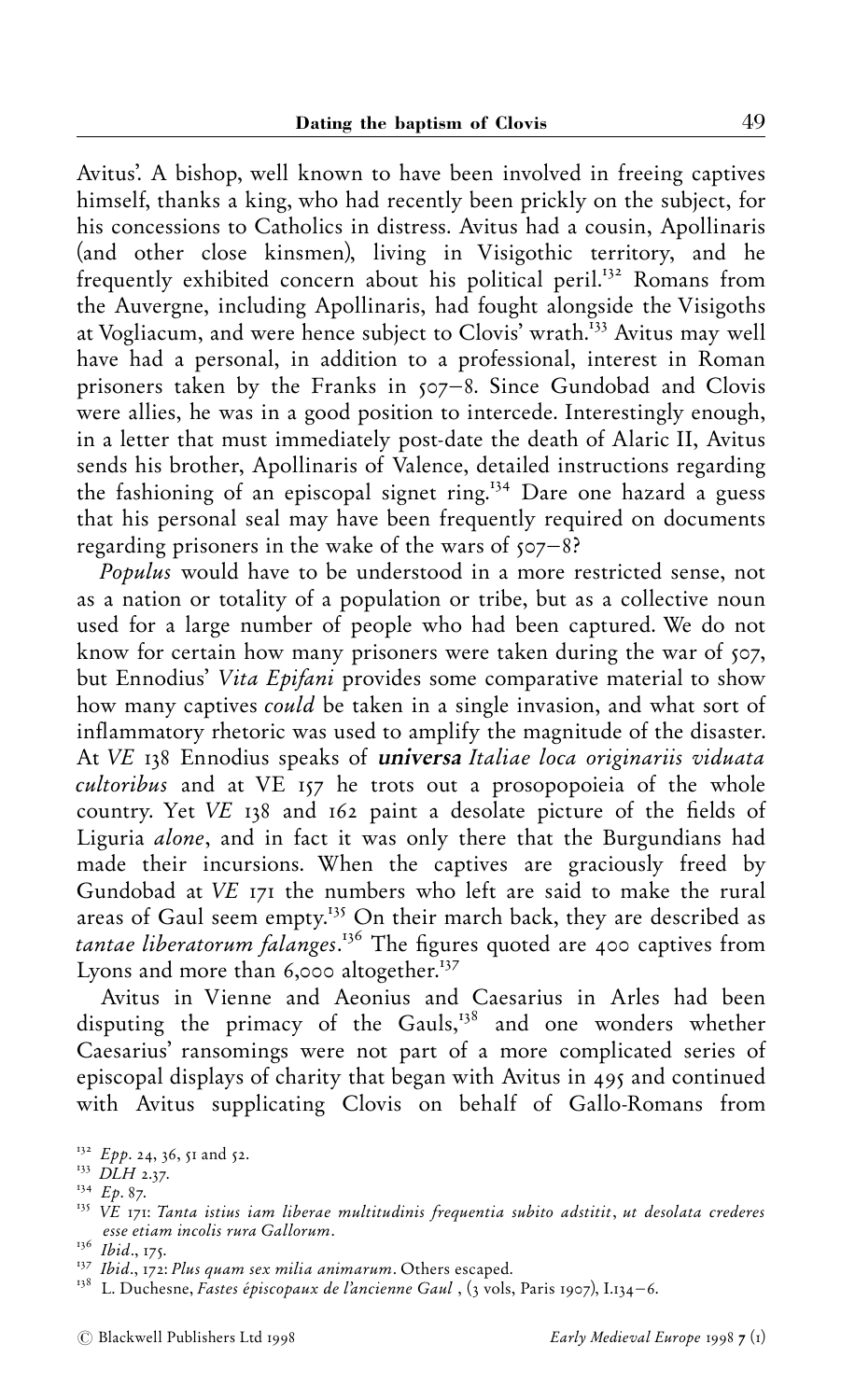Avitus'. A bishop, well known to have been involved in freeing captives himself, thanks a king, who had recently been prickly on the subject, for his concessions to Catholics in distress. Avitus had a cousin, Apollinaris (and other close kinsmen), living in Visigothic territory, and he frequently exhibited concern about his political peril.[132] Romans from the Auvergne, including Apollinaris, had fought alongside the Visigoths at Vogliacum, and were hence subject to Clovis' wrath.[133] Avitus may well have had a personal, in addition to a professional, interest in Roman prisoners taken by the Franks in 507–8. Since Gundobad and Clovis were allies, he was in a good position to intercede. Interestingly enough, in a letter that must immediately post-date the death of Alaric II, Avitus sends his brother, Apollinaris of Valence, detailed instructions regarding the fashioning of an episcopal signet ring.[134] Dare one hazard a guess that his personal seal may have been frequently required on documents regarding prisoners in the wake of the wars of 507–8?

*Populus* would have to be understood in a more restricted sense, not as a nation or totality of a population or tribe, but as a collective noun used for a large number of people who had been captured. We do not know for certain how many prisoners were taken during the war of 507, but Ennodius' *Vita Epifani* provides some comparative material to show how many captives *could* be taken in a single invasion, and what sort of inflammatory rhetoric was used to amplify the magnitude of the disaster. At *VE* 138 Ennodius speaks of ***universa*** *Italiae loca originariis viduata cultoribus* and at VE 157 he trots out a prosopopoieia of the whole country. Yet *VE* 138 and 162 paint a desolate picture of the fields of Liguria *alone*, and in fact it was only there that the Burgundians had made their incursions. When the captives are graciously freed by Gundobad at *VE* 171 the numbers who left are said to make the rural areas of Gaul seem empty.[135] On their march back, they are described as *tantae liberatorum falanges*.[136] The figures quoted are 400 captives from Lyons and more than 6,000 altogether.[137]

Avitus in Vienne and Aeonius and Caesarius in Arles had been disputing the primacy of the Gauls,[138] and one wonders whether Caesarius' ransomings were not part of a more complicated series of episcopal displays of charity that began with Avitus in 495 and continued with Avitus supplicating Clovis on behalf of Gallo-Romans from

[132] *Epp*. 24, 36, 51 and 52.

[133] *DLH* 2.37.

[134] *Ep*. 87.

[135] *VE* 171: *Tanta istius iam liberae multitudinis frequentia subito adstitit, ut desolata crederes esse etiam incolis rura Gallorum*.

[136] *Ibid*., 175.

[137] *Ibid*., 172: *Plus quam sex milia animarum*. Others escaped.

[138] L. Duchesne, *Fastes épiscopaux de l'ancienne Gaul* , (3 vols, Paris 1907), I.134–6.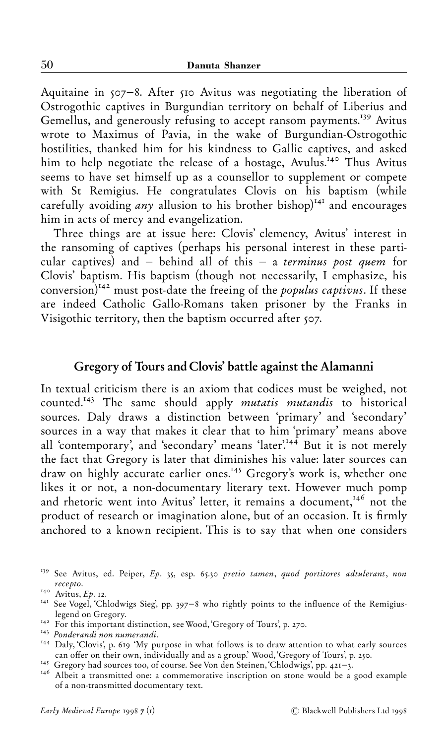Aquitaine in 507–8. After 510 Avitus was negotiating the liberation of Ostrogothic captives in Burgundian territory on behalf of Liberius and Gemellus, and generously refusing to accept ransom payments.[139] Avitus wrote to Maximus of Pavia, in the wake of Burgundian-Ostrogothic hostilities, thanked him for his kindness to Gallic captives, and asked him to help negotiate the release of a hostage, Avulus.[140] Thus Avitus seems to have set himself up as a counsellor to supplement or compete with St Remigius. He congratulates Clovis on his baptism (while carefully avoiding *any* allusion to his brother bishop)[141] and encourages him in acts of mercy and evangelization.

Three things are at issue here: Clovis' clemency, Avitus' interest in the ransoming of captives (perhaps his personal interest in these particular captives) and – behind all of this – a *terminus post quem* for Clovis' baptism. His baptism (though not necessarily, I emphasize, his conversion)[142] must post-date the freeing of the *populus captivus*. If these are indeed Catholic Gallo-Romans taken prisoner by the Franks in Visigothic territory, then the baptism occurred after 507.

## Gregory of Tours and Clovis' battle against the Alamanni

In textual criticism there is an axiom that codices must be weighed, not counted.[143] The same should apply *mutatis mutandis* to historical sources. Daly draws a distinction between 'primary' and 'secondary' sources in a way that makes it clear that to him 'primary' means above all 'contemporary', and 'secondary' means 'later'.[144] But it is not merely the fact that Gregory is later that diminishes his value: later sources can draw on highly accurate earlier ones.[145] Gregory's work is, whether one likes it or not, a non-documentary literary text. However much pomp and rhetoric went into Avitus' letter, it remains a document,[146] not the product of research or imagination alone, but of an occasion. It is firmly anchored to a known recipient. This is to say that when one considers

[139] See Avitus, ed. Peiper, *Ep*. 35, esp. 65.30 *pretio tamen, quod portitores adtulerant, non recepto*.

[140] Avitus, *Ep*. 12.

[141] See Vogel, 'Chlodwigs Sieg', pp. 397–8 who rightly points to the influence of the Remigius-legend on Gregory.

[142] For this important distinction, see Wood, 'Gregory of Tours', p. 270.

[143] *Ponderandi non numerandi*.

[144] Daly, 'Clovis', p. 619 'My purpose in what follows is to draw attention to what early sources can offer on their own, individually and as a group.' Wood, 'Gregory of Tours', p. 250.

[145] Gregory had sources too, of course. See Von den Steinen, 'Chlodwigs', pp. 421–3.

[146] Albeit a transmitted one: a commemorative inscription on stone would be a good example of a non-transmitted documentary text.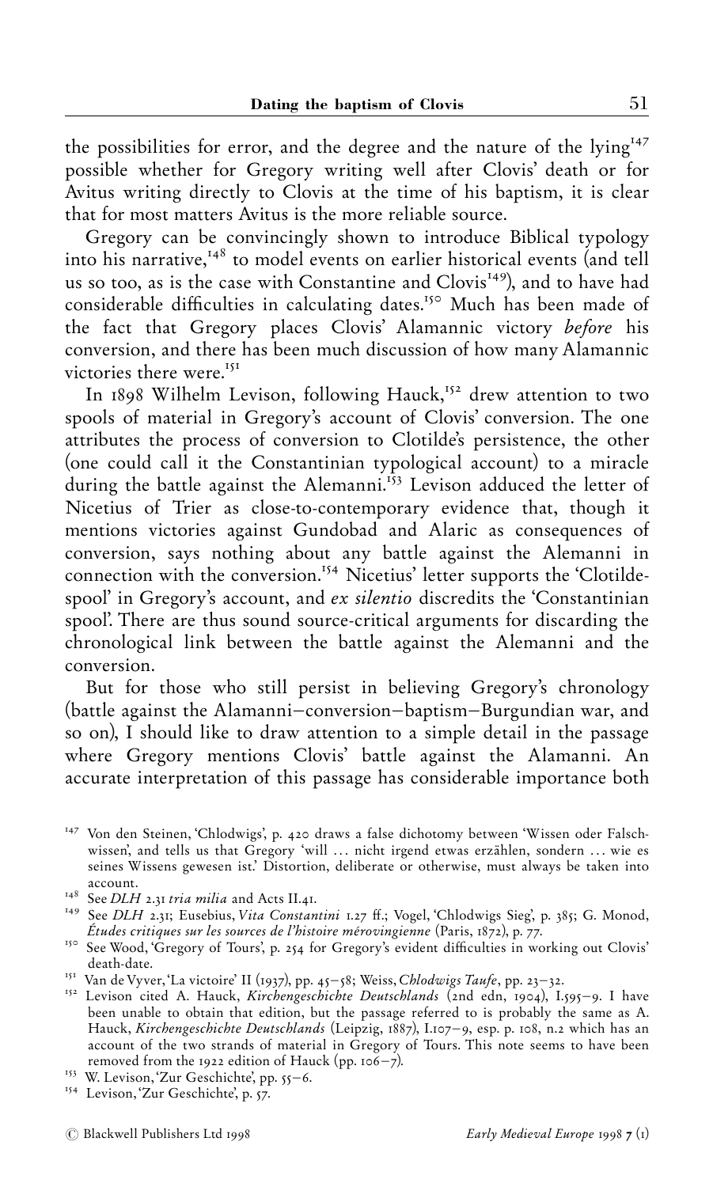the possibilities for error, and the degree and the nature of the lying[147] possible whether for Gregory writing well after Clovis' death or for Avitus writing directly to Clovis at the time of his baptism, it is clear that for most matters Avitus is the more reliable source.

Gregory can be convincingly shown to introduce Biblical typology into his narrative,[148] to model events on earlier historical events (and tell us so too, as is the case with Constantine and Clovis[149]), and to have had considerable difficulties in calculating dates.[150] Much has been made of the fact that Gregory places Clovis' Alamannic victory *before* his conversion, and there has been much discussion of how many Alamannic victories there were.[151]

In 1898 Wilhelm Levison, following Hauck,[152] drew attention to two spools of material in Gregory's account of Clovis' conversion. The one attributes the process of conversion to Clotilde's persistence, the other (one could call it the Constantinian typological account) to a miracle during the battle against the Alemanni.[153] Levison adduced the letter of Nicetius of Trier as close-to-contemporary evidence that, though it mentions victories against Gundobad and Alaric as consequences of conversion, says nothing about any battle against the Alemanni in connection with the conversion.[154] Nicetius' letter supports the 'Clotilde-spool' in Gregory's account, and *ex silentio* discredits the 'Constantinian spool'. There are thus sound source-critical arguments for discarding the chronological link between the battle against the Alemanni and the conversion.

But for those who still persist in believing Gregory's chronology (battle against the Alamanni–conversion–baptism–Burgundian war, and so on), I should like to draw attention to a simple detail in the passage where Gregory mentions Clovis' battle against the Alamanni. An accurate interpretation of this passage has considerable importance both

---

[147] Von den Steinen, 'Chlodwigs', p. 420 draws a false dichotomy between 'Wissen oder Falschwissen', and tells us that Gregory 'will … nicht irgend etwas erzählen, sondern … wie es seines Wissens gewesen ist.' Distortion, deliberate or otherwise, must always be taken into account.

[148] See *DLH* 2.31 *tria milia* and Acts II.41.

[149] See *DLH* 2.31; Eusebius, *Vita Constantini* 1.27 ff.; Vogel, 'Chlodwigs Sieg', p. 385; G. Monod, *Études critiques sur les sources de l'histoire mérovingienne* (Paris, 1872), p. 77.

[150] See Wood, 'Gregory of Tours', p. 254 for Gregory's evident difficulties in working out Clovis' death-date.

[151] Van de Vyver, 'La victoire' II (1937), pp. 45–58; Weiss, *Chlodwigs Taufe*, pp. 23–32.

[152] Levison cited A. Hauck, *Kirchengeschichte Deutschlands* (2nd edn, 1904), I.595–9. I have been unable to obtain that edition, but the passage referred to is probably the same as A. Hauck, *Kirchengeschichte Deutschlands* (Leipzig, 1887), I.107–9, esp. p. 108, n.2 which has an account of the two strands of material in Gregory of Tours. This note seems to have been removed from the 1922 edition of Hauck (pp. 106–7).

[153] W. Levison, 'Zur Geschichte', pp. 55–6.

[154] Levison, 'Zur Geschichte', p. 57.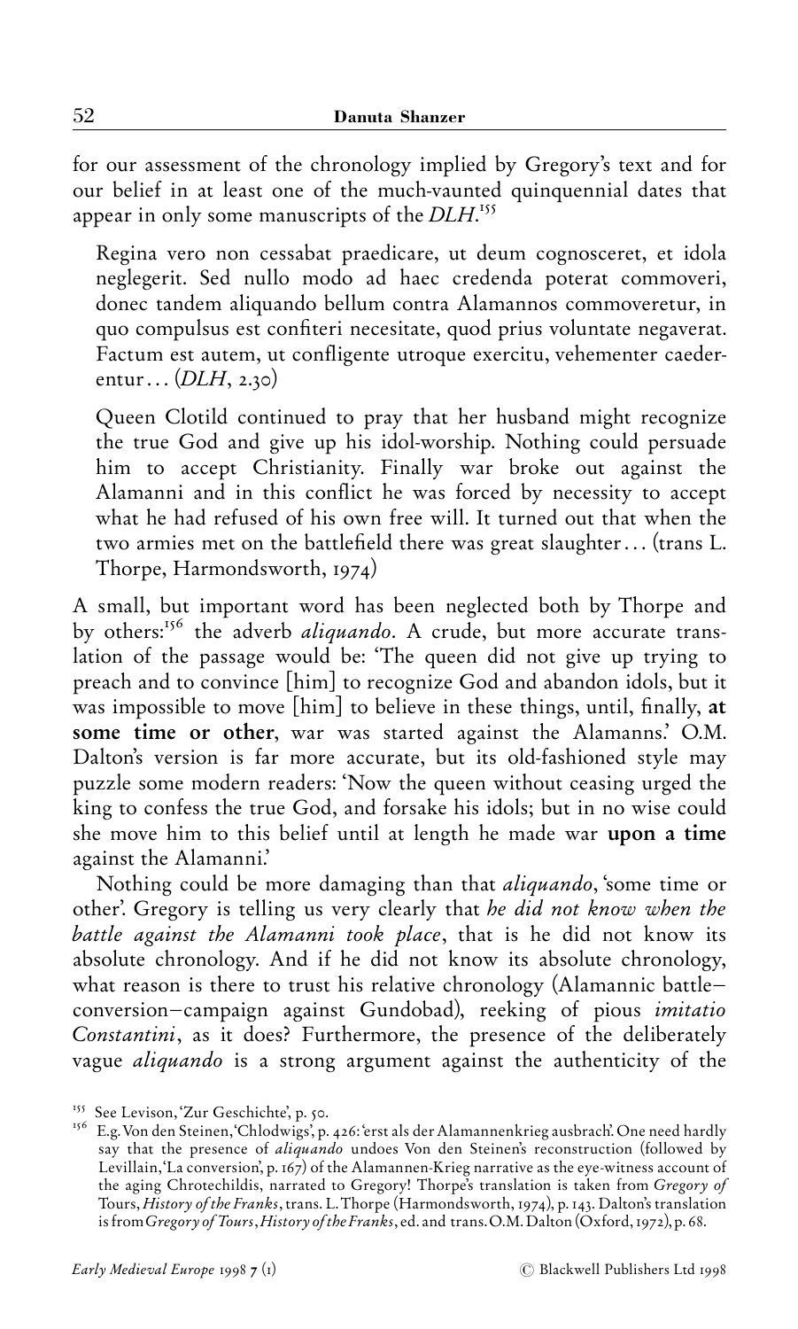for our assessment of the chronology implied by Gregory's text and for our belief in at least one of the much-vaunted quinquennial dates that appear in only some manuscripts of the *DLH*.[155]

> Regina vero non cessabat praedicare, ut deum cognosceret, et idola neglegerit. Sed nullo modo ad haec credenda poterat commoveri, donec tandem aliquando bellum contra Alamannos commoveretur, in quo compulsus est confiteri necesitate, quod prius voluntate negaverat. Factum est autem, ut confligente utroque exercitu, vehementer caederentur... (*DLH*, 2.30)

> Queen Clotild continued to pray that her husband might recognize the true God and give up his idol-worship. Nothing could persuade him to accept Christianity. Finally war broke out against the Alamanni and in this conflict he was forced by necessity to accept what he had refused of his own free will. It turned out that when the two armies met on the battlefield there was great slaughter... (trans L. Thorpe, Harmondsworth, 1974)

A small, but important word has been neglected both by Thorpe and by others:[156] the adverb *aliquando*. A crude, but more accurate translation of the passage would be: 'The queen did not give up trying to preach and to convince [him] to recognize God and abandon idols, but it was impossible to move [him] to believe in these things, until, finally, **at some time or other**, war was started against the Alamanns.' O.M. Dalton's version is far more accurate, but its old-fashioned style may puzzle some modern readers: 'Now the queen without ceasing urged the king to confess the true God, and forsake his idols; but in no wise could she move him to this belief until at length he made war **upon a time** against the Alamanni.'

Nothing could be more damaging than that *aliquando*, 'some time or other'. Gregory is telling us very clearly that *he did not know when the battle against the Alamanni took place*, that is he did not know its absolute chronology. And if he did not know its absolute chronology, what reason is there to trust his relative chronology (Alamannic battle–conversion–campaign against Gundobad), reeking of pious *imitatio Constantini*, as it does? Furthermore, the presence of the deliberately vague *aliquando* is a strong argument against the authenticity of the

[155] See Levison, 'Zur Geschichte', p. 50.

[156] E.g. Von den Steinen, 'Chlodwigs', p. 426: 'erst als der Alamannenkrieg ausbrach'. One need hardly say that the presence of *aliquando* undoes Von den Steinen's reconstruction (followed by Levillain, 'La conversion', p. 167) of the Alamannen-Krieg narrative as the eye-witness account of the aging Chrotechildis, narrated to Gregory! Thorpe's translation is taken from *Gregory of* Tours, *History of the Franks*, trans. L. Thorpe (Harmondsworth, 1974), p. 143. Dalton's translation is from *Gregory of Tours*, *History of the Franks*, ed. and trans. O.M. Dalton (Oxford, 1972), p. 68.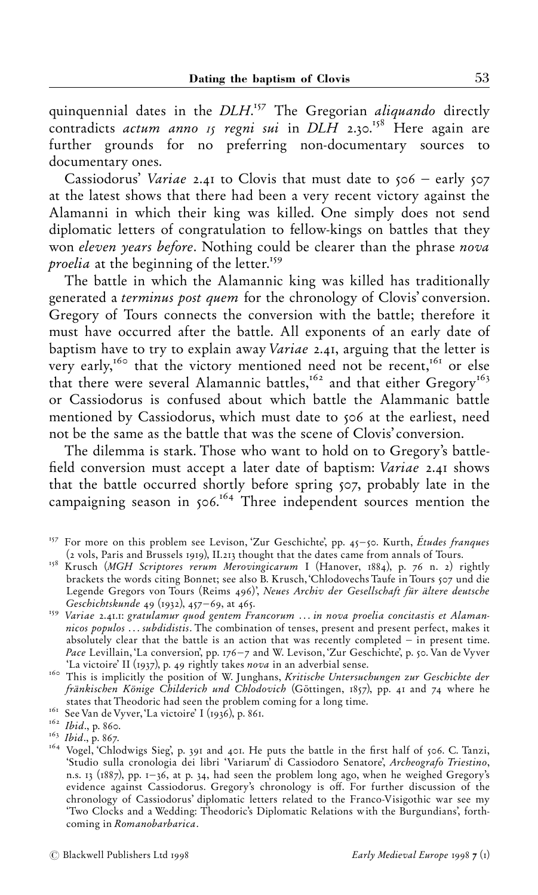quinquennial dates in the *DLH*.[157] The Gregorian *aliquando* directly contradicts *actum anno 15 regni sui* in *DLH* 2.30.[158] Here again are further grounds for no preferring non-documentary sources to documentary ones.

Cassiodorus' *Variae* 2.41 to Clovis that must date to 506 – early 507 at the latest shows that there had been a very recent victory against the Alamanni in which their king was killed. One simply does not send diplomatic letters of congratulation to fellow-kings on battles that they won *eleven years before*. Nothing could be clearer than the phrase *nova proelia* at the beginning of the letter.[159]

The battle in which the Alamannic king was killed has traditionally generated a *terminus post quem* for the chronology of Clovis' conversion. Gregory of Tours connects the conversion with the battle; therefore it must have occurred after the battle. All exponents of an early date of baptism have to try to explain away *Variae* 2.41, arguing that the letter is very early,[160] that the victory mentioned need not be recent,[161] or else that there were several Alamannic battles,[162] and that either Gregory[163] or Cassiodorus is confused about which battle the Alammanic battle mentioned by Cassiodorus, which must date to 506 at the earliest, need not be the same as the battle that was the scene of Clovis' conversion.

The dilemma is stark. Those who want to hold on to Gregory's battle-field conversion must accept a later date of baptism: *Variae* 2.41 shows that the battle occurred shortly before spring 507, probably late in the campaigning season in 506.[164] Three independent sources mention the

---

[157] For more on this problem see Levison, 'Zur Geschichte', pp. 45–50. Kurth, *Études franques* (2 vols, Paris and Brussels 1919), II.213 thought that the dates came from annals of Tours.

[158] Krusch (*MGH Scriptores rerum Merovingicarum* I (Hanover, 1884), p. 76 n. 2) rightly brackets the words citing Bonnet; see also B. Krusch, 'Chlodovechs Taufe in Tours 507 und die Legende Gregors von Tours (Reims 496)', *Neues Archiv der Gesellschaft für ältere deutsche Geschichtskunde* 49 (1932), 457–69, at 465.

[159] *Variae* 2.41.1: *gratulamur quod gentem Francorum ... in nova proelia concitastis et Alamannicos populos ... subdidistis*. The combination of tenses, present and present perfect, makes it absolutely clear that the battle is an action that was recently completed – in present time. *Pace* Levillain, 'La conversion', pp. 176–7 and W. Levison, 'Zur Geschichte', p. 50. Van de Vyver 'La victoire' II (1937), p. 49 rightly takes *nova* in an adverbial sense.

[160] This is implicitly the position of W. Junghans, *Kritische Untersuchungen zur Geschichte der fränkischen Könige Childerich und Chlodovich* (Göttingen, 1857), pp. 41 and 74 where he states that Theodoric had seen the problem coming for a long time.

[161] See Van de Vyver, 'La victoire' I (1936), p. 861.

[162] *Ibid*., p. 860.

[163] *Ibid*., p. 867.

[164] Vogel, 'Chlodwigs Sieg', p. 391 and 401. He puts the battle in the first half of 506. C. Tanzi, 'Studio sulla cronologia dei libri 'Variarum' di Cassiodoro Senatore', *Archeografo Triestino*, n.s. 13 (1887), pp. 1–36, at p. 34, had seen the problem long ago, when he weighed Gregory's evidence against Cassiodorus. Gregory's chronology is off. For further discussion of the chronology of Cassiodorus' diplomatic letters related to the Franco-Visigothic war see my 'Two Clocks and a Wedding: Theodoric's Diplomatic Relations with the Burgundians', forthcoming in *Romanobarbarica*.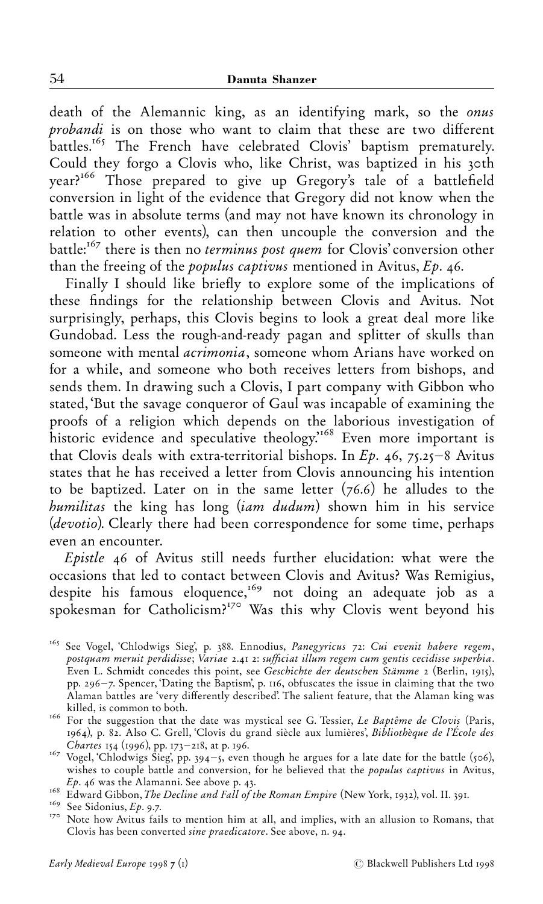death of the Alemannic king, as an identifying mark, so the *onus probandi* is on those who want to claim that these are two different battles.[165] The French have celebrated Clovis' baptism prematurely. Could they forgo a Clovis who, like Christ, was baptized in his 30th year?[166] Those prepared to give up Gregory's tale of a battlefield conversion in light of the evidence that Gregory did not know when the battle was in absolute terms (and may not have known its chronology in relation to other events), can then uncouple the conversion and the battle:[167] there is then no *terminus post quem* for Clovis' conversion other than the freeing of the *populus captivus* mentioned in Avitus, *Ep.* 46.

Finally I should like briefly to explore some of the implications of these findings for the relationship between Clovis and Avitus. Not surprisingly, perhaps, this Clovis begins to look a great deal more like Gundobad. Less the rough-and-ready pagan and splitter of skulls than someone with mental *acrimonia*, someone whom Arians have worked on for a while, and someone who both receives letters from bishops, and sends them. In drawing such a Clovis, I part company with Gibbon who stated, 'But the savage conqueror of Gaul was incapable of examining the proofs of a religion which depends on the laborious investigation of historic evidence and speculative theology.'[168] Even more important is that Clovis deals with extra-territorial bishops. In *Ep.* 46, 75.25–8 Avitus states that he has received a letter from Clovis announcing his intention to be baptized. Later on in the same letter (76.6) he alludes to the *humilitas* the king has long (*iam dudum*) shown him in his service (*devotio*). Clearly there had been correspondence for some time, perhaps even an encounter.

*Epistle* 46 of Avitus still needs further elucidation: what were the occasions that led to contact between Clovis and Avitus? Was Remigius, despite his famous eloquence,[169] not doing an adequate job as a spokesman for Catholicism?[170] Was this why Clovis went beyond his

---

[165] See Vogel, 'Chlodwigs Sieg', p. 388. Ennodius, *Panegyricus* 72: *Cui evenit habere regem, postquam meruit perdidisse*; *Variae* 2.41 2: *sufficiat illum regem cum gentis cecidisse superbia*. Even L. Schmidt concedes this point, see *Geschichte der deutschen Stämme* 2 (Berlin, 1915), pp. 296–7. Spencer, 'Dating the Baptism', p. 116, obfuscates the issue in claiming that the two Alaman battles are 'very differently described'. The salient feature, that the Alaman king was killed, is common to both.

[166] For the suggestion that the date was mystical see G. Tessier, *Le Baptême de Clovis* (Paris, 1964), p. 82. Also C. Grell, 'Clovis du grand siècle aux lumières', *Bibliothèque de l'École des Chartes* 154 (1996), pp. 173–218, at p. 196.

[167] Vogel, 'Chlodwigs Sieg', pp. 394–5, even though he argues for a late date for the battle (506), wishes to couple battle and conversion, for he believed that the *populus captivus* in Avitus, *Ep.* 46 was the Alamanni. See above p. 43.

[168] Edward Gibbon, *The Decline and Fall of the Roman Empire* (New York, 1932), vol. II. 391.

[169] See Sidonius, *Ep.* 9.7.

[170] Note how Avitus fails to mention him at all, and implies, with an allusion to Romans, that Clovis has been converted *sine praedicatore*. See above, n. 94.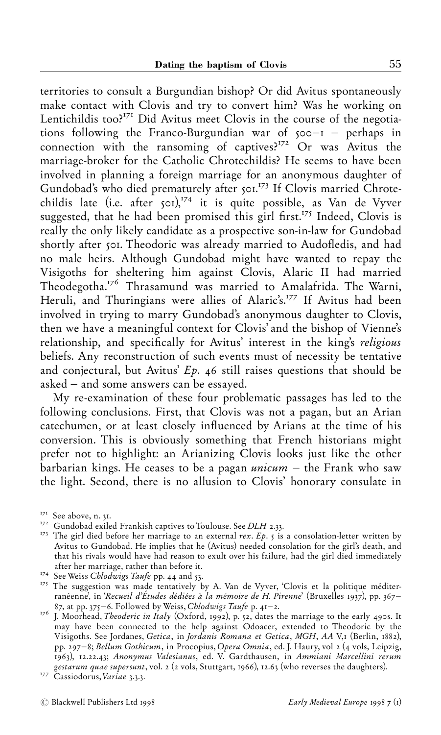territories to consult a Burgundian bishop? Or did Avitus spontaneously make contact with Clovis and try to convert him? Was he working on Lentichildis too?[171] Did Avitus meet Clovis in the course of the negotiations following the Franco-Burgundian war of 500–1 – perhaps in connection with the ransoming of captives?[172] Or was Avitus the marriage-broker for the Catholic Chrotechildis? He seems to have been involved in planning a foreign marriage for an anonymous daughter of Gundobad's who died prematurely after 501.[173] If Clovis married Chrotechildis late (i.e. after 501),[174] it is quite possible, as Van de Vyver suggested, that he had been promised this girl first.[175] Indeed, Clovis is really the only likely candidate as a prospective son-in-law for Gundobad shortly after 501. Theodoric was already married to Audofledis, and had no male heirs. Although Gundobad might have wanted to repay the Visigoths for sheltering him against Clovis, Alaric II had married Theodegotha.[176] Thrasamund was married to Amalafrida. The Warni, Heruli, and Thuringians were allies of Alaric's.[177] If Avitus had been involved in trying to marry Gundobad's anonymous daughter to Clovis, then we have a meaningful context for Clovis' and the bishop of Vienne's relationship, and specifically for Avitus' interest in the king's *religious* beliefs. Any reconstruction of such events must of necessity be tentative and conjectural, but Avitus' *Ep*. 46 still raises questions that should be asked – and some answers can be essayed.

My re-examination of these four problematic passages has led to the following conclusions. First, that Clovis was not a pagan, but an Arian catechumen, or at least closely influenced by Arians at the time of his conversion. This is obviously something that French historians might prefer not to highlight: an Arianizing Clovis looks just like the other barbarian kings. He ceases to be a pagan *unicum* – the Frank who saw the light. Second, there is no allusion to Clovis' honorary consulate in

---

[171] See above, n. 31.

[172] Gundobad exiled Frankish captives to Toulouse. See *DLH* 2.33.

[173] The girl died before her marriage to an external *rex*. *Ep*. 5 is a consolation-letter written by Avitus to Gundobad. He implies that he (Avitus) needed consolation for the girl's death, and that his rivals would have had reason to exult over his failure, had the girl died immediately after her marriage, rather than before it.

[174] See Weiss *Chlodwigs Taufe* pp. 44 and 53.

[175] The suggestion was made tentatively by A. Van de Vyver, 'Clovis et la politique méditerranéenne', in '*Recueil d'Études dédiées à la mémoire de H. Pirenne*' (Bruxelles 1937), pp. 367–87, at pp. 375–6. Followed by Weiss, *Chlodwigs Taufe* p. 41–2.

[176] J. Moorhead, *Theoderic in Italy* (Oxford, 1992), p. 52, dates the marriage to the early 490s. It may have been connected to the help against Odoacer, extended to Theodoric by the Visigoths. See Jordanes, *Getica*, in *Jordanis Romana et Getica*, *MGH*, *AA* V,1 (Berlin, 1882), pp. 297–8; *Bellum Gothicum*, in Procopius, *Opera Omnia*, ed. J. Haury, vol 2 (4 vols, Leipzig, 1963), 12.22.43; *Anonymus Valesianus*, ed. V. Gardthausen, in *Ammiani Marcellini rerum gestarum quae supersunt*, vol. 2 (2 vols, Stuttgart, 1966), 12.63 (who reverses the daughters).

[177] Cassiodorus, *Variae* 3.3.3.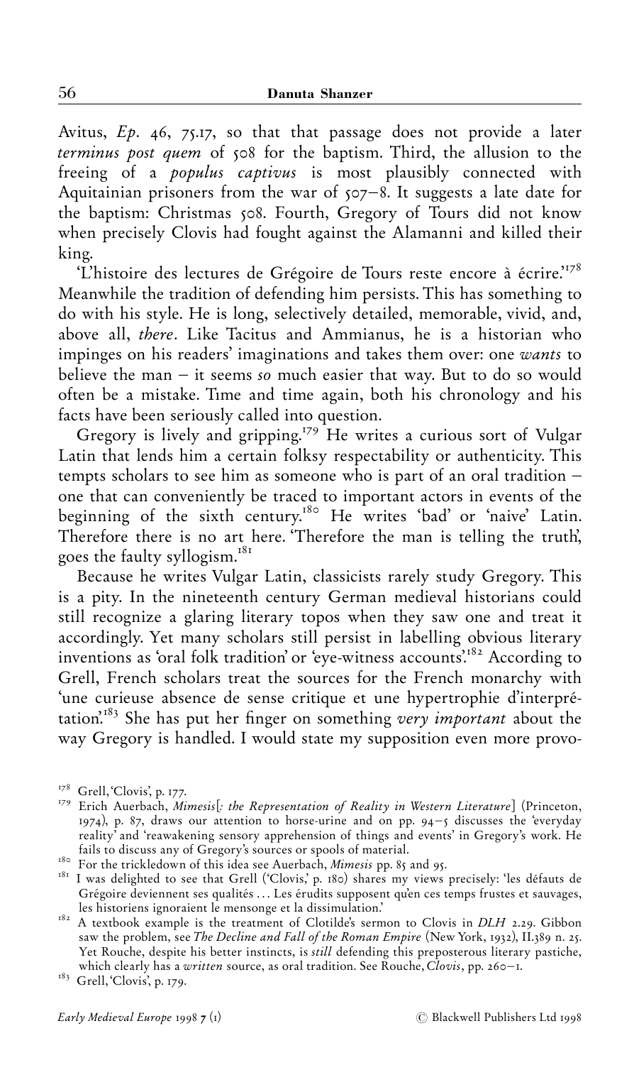Avitus, *Ep*. 46, 75.17, so that that passage does not provide a later *terminus post quem* of 508 for the baptism. Third, the allusion to the freeing of a *populus captivus* is most plausibly connected with Aquitainian prisoners from the war of 507–8. It suggests a late date for the baptism: Christmas 508. Fourth, Gregory of Tours did not know when precisely Clovis had fought against the Alamanni and killed their king.

'L'histoire des lectures de Grégoire de Tours reste encore à écrire.'[178] Meanwhile the tradition of defending him persists. This has something to do with his style. He is long, selectively detailed, memorable, vivid, and, above all, *there*. Like Tacitus and Ammianus, he is a historian who impinges on his readers' imaginations and takes them over: one *wants* to believe the man – it seems *so* much easier that way. But to do so would often be a mistake. Time and time again, both his chronology and his facts have been seriously called into question.

Gregory is lively and gripping.[179] He writes a curious sort of Vulgar Latin that lends him a certain folksy respectability or authenticity. This tempts scholars to see him as someone who is part of an oral tradition – one that can conveniently be traced to important actors in events of the beginning of the sixth century.[180] He writes 'bad' or 'naive' Latin. Therefore there is no art here. 'Therefore the man is telling the truth', goes the faulty syllogism.[181]

Because he writes Vulgar Latin, classicists rarely study Gregory. This is a pity. In the nineteenth century German medieval historians could still recognize a glaring literary topos when they saw one and treat it accordingly. Yet many scholars still persist in labelling obvious literary inventions as 'oral folk tradition' or 'eye-witness accounts'.[182] According to Grell, French scholars treat the sources for the French monarchy with 'une curieuse absence de sense critique et une hypertrophie d'interprétation.'[183] She has put her finger on something *very important* about the way Gregory is handled. I would state my supposition even more provo-

---

[178] Grell, 'Clovis', p. 177.

[179] Erich Auerbach, *Mimesis*[*: the Representation of Reality in Western Literature*] (Princeton, 1974), p. 87, draws our attention to horse-urine and on pp. 94–5 discusses the 'everyday reality' and 'reawakening sensory apprehension of things and events' in Gregory's work. He fails to discuss any of Gregory's sources or spools of material.

[180] For the trickledown of this idea see Auerbach, *Mimesis* pp. 85 and 95.

[181] I was delighted to see that Grell ('Clovis,' p. 180) shares my views precisely: 'les défauts de Grégoire deviennent ses qualités ... Les érudits supposent qu'en ces temps frustes et sauvages, les historiens ignoraient le mensonge et la dissimulation.'

[182] A textbook example is the treatment of Clotilde's sermon to Clovis in *DLH* 2.29. Gibbon saw the problem, see *The Decline and Fall of the Roman Empire* (New York, 1932), II.389 n. 25. Yet Rouche, despite his better instincts, is *still* defending this preposterous literary pastiche, which clearly has a *written* source, as oral tradition. See Rouche, *Clovis*, pp. 260–1.

[183] Grell, 'Clovis', p. 179.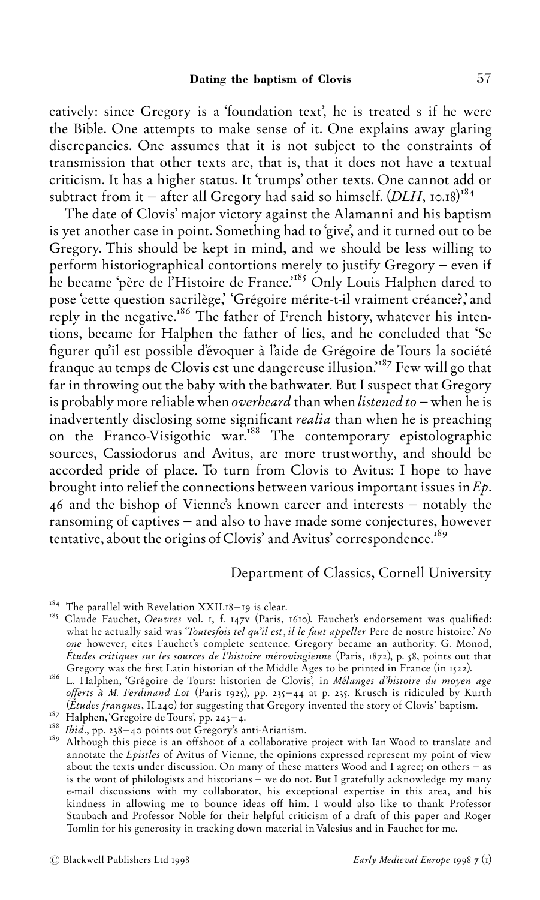catively: since Gregory is a 'foundation text', he is treated s if he were the Bible. One attempts to make sense of it. One explains away glaring discrepancies. One assumes that it is not subject to the constraints of transmission that other texts are, that is, that it does not have a textual criticism. It has a higher status. It 'trumps' other texts. One cannot add or subtract from it – after all Gregory had said so himself. (*DLH*, 10.18)[184]

The date of Clovis' major victory against the Alamanni and his baptism is yet another case in point. Something had to 'give', and it turned out to be Gregory. This should be kept in mind, and we should be less willing to perform historiographical contortions merely to justify Gregory – even if he became 'père de l'Histoire de France.'[185] Only Louis Halphen dared to pose 'cette question sacrilège,' 'Grégoire mérite-t-il vraiment créance?,' and reply in the negative.[186] The father of French history, whatever his intentions, became for Halphen the father of lies, and he concluded that 'Se figurer qu'il est possible d'évoquer à l'aide de Grégoire de Tours la société franque au temps de Clovis est une dangereuse illusion.'[187] Few will go that far in throwing out the baby with the bathwater. But I suspect that Gregory is probably more reliable when *overheard* than when *listened to* – when he is inadvertently disclosing some significant *realia* than when he is preaching on the Franco-Visigothic war.[188] The contemporary epistolographic sources, Cassiodorus and Avitus, are more trustworthy, and should be accorded pride of place. To turn from Clovis to Avitus: I hope to have brought into relief the connections between various important issues in *Ep*. 46 and the bishop of Vienne's known career and interests – notably the ransoming of captives – and also to have made some conjectures, however tentative, about the origins of Clovis' and Avitus' correspondence.[189]

Department of Classics, Cornell University

[184] The parallel with Revelation XXII.18–19 is clear.

[185] Claude Fauchet, *Oeuvres* vol. 1, f. 147v (Paris, 1610). Fauchet's endorsement was qualified: what he actually said was '*Toutesfois tel qu'il est*, *il le faut appeller* Pere de nostre histoire.' *No one* however, cites Fauchet's complete sentence. Gregory became an authority. G. Monod, *Études critiques sur les sources de l'histoire mérovingienne* (Paris, 1872), p. 58, points out that Gregory was the first Latin historian of the Middle Ages to be printed in France (in 1522).

[186] L. Halphen, 'Grégoire de Tours: historien de Clovis', in *Mélanges d'histoire du moyen age offerts à M. Ferdinand Lot* (Paris 1925), pp. 235–44 at p. 235. Krusch is ridiculed by Kurth (*Études franques*, II.240) for suggesting that Gregory invented the story of Clovis' baptism.

[187] Halphen, 'Gregoire de Tours', pp. 243–4.

[188] *Ibid*., pp. 238–40 points out Gregory's anti-Arianism.

[189] Although this piece is an offshoot of a collaborative project with Ian Wood to translate and annotate the *Epistles* of Avitus of Vienne, the opinions expressed represent my point of view about the texts under discussion. On many of these matters Wood and I agree; on others – as is the wont of philologists and historians – we do not. But I gratefully acknowledge my many e-mail discussions with my collaborator, his exceptional expertise in this area, and his kindness in allowing me to bounce ideas off him. I would also like to thank Professor Staubach and Professor Noble for their helpful criticism of a draft of this paper and Roger Tomlin for his generosity in tracking down material in Valesius and in Fauchet for me.

© Blackwell Publishers Ltd 1998